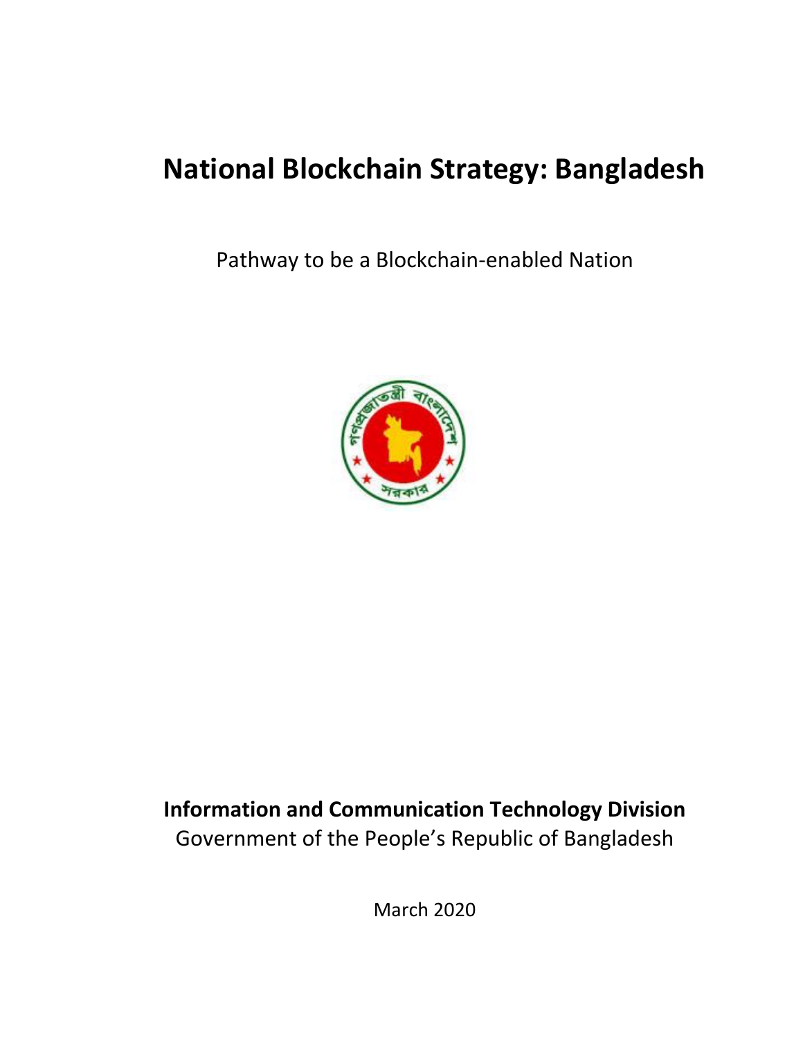# National Blockchain Strategy: Bangladesh

Pathway to be a Blockchain-enabled Nation

**Information and Communication Technology Division**

Government of the People's Republic of Bangladesh

March 2020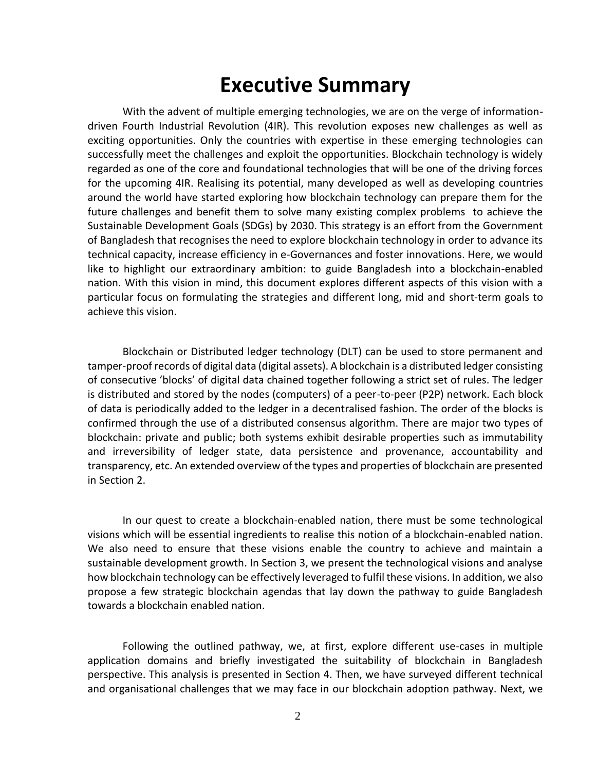# Executive Summary

With the advent of multiple emerging technologies, we are on the verge of information-driven Fourth Industrial Revolution (4IR). This revolution exposes new challenges as well as exciting opportunities. Only the countries with expertise in these emerging technologies can successfully meet the challenges and exploit the opportunities. Blockchain technology is widely regarded as one of the core and foundational technologies that will be one of the driving forces for the upcoming 4IR. Realising its potential, many developed as well as developing countries around the world have started exploring how blockchain technology can prepare them for the future challenges and benefit them to solve many existing complex problems to achieve the Sustainable Development Goals (SDGs) by 2030. This strategy is an effort from the Government of Bangladesh that recognises the need to explore blockchain technology in order to advance its technical capacity, increase efficiency in e-Governances and foster innovations. Here, we would like to highlight our extraordinary ambition: to guide Bangladesh into a blockchain-enabled nation. With this vision in mind, this document explores different aspects of this vision with a particular focus on formulating the strategies and different long, mid and short-term goals to achieve this vision.

Blockchain or Distributed ledger technology (DLT) can be used to store permanent and tamper-proof records of digital data (digital assets). A blockchain is a distributed ledger consisting of consecutive 'blocks' of digital data chained together following a strict set of rules. The ledger is distributed and stored by the nodes (computers) of a peer-to-peer (P2P) network. Each block of data is periodically added to the ledger in a decentralised fashion. The order of the blocks is confirmed through the use of a distributed consensus algorithm. There are major two types of blockchain: private and public; both systems exhibit desirable properties such as immutability and irreversibility of ledger state, data persistence and provenance, accountability and transparency, etc. An extended overview of the types and properties of blockchain are presented in Section 2.

In our quest to create a blockchain-enabled nation, there must be some technological visions which will be essential ingredients to realise this notion of a blockchain-enabled nation. We also need to ensure that these visions enable the country to achieve and maintain a sustainable development growth. In Section 3, we present the technological visions and analyse how blockchain technology can be effectively leveraged to fulfil these visions. In addition, we also propose a few strategic blockchain agendas that lay down the pathway to guide Bangladesh towards a blockchain enabled nation.

Following the outlined pathway, we, at first, explore different use-cases in multiple application domains and briefly investigated the suitability of blockchain in Bangladesh perspective. This analysis is presented in Section 4. Then, we have surveyed different technical and organisational challenges that we may face in our blockchain adoption pathway. Next, we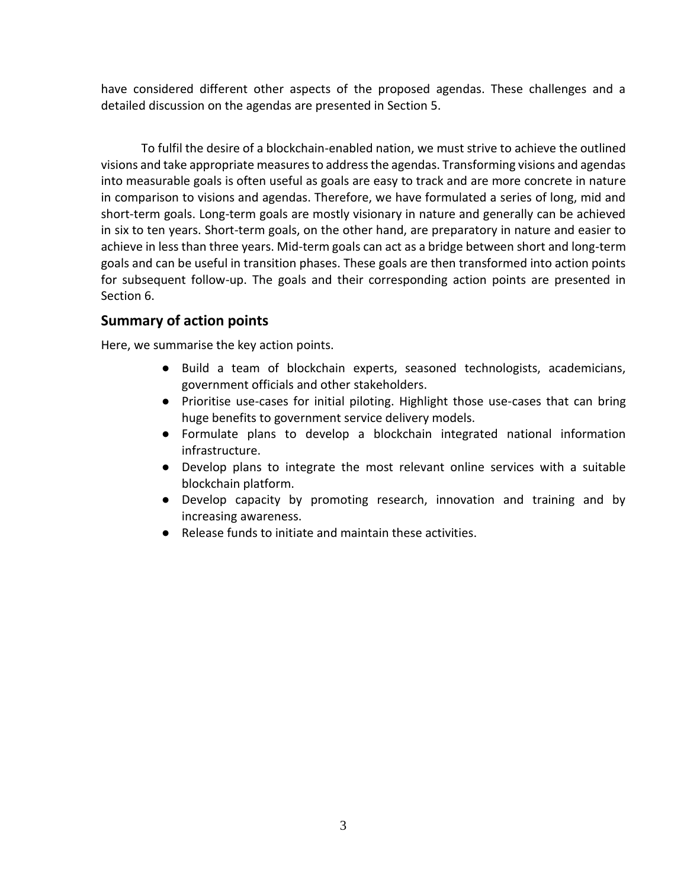have considered different other aspects of the proposed agendas. These challenges and a detailed discussion on the agendas are presented in Section 5.

To fulfil the desire of a blockchain-enabled nation, we must strive to achieve the outlined visions and take appropriate measures to address the agendas. Transforming visions and agendas into measurable goals is often useful as goals are easy to track and are more concrete in nature in comparison to visions and agendas. Therefore, we have formulated a series of long, mid and short-term goals. Long-term goals are mostly visionary in nature and generally can be achieved in six to ten years. Short-term goals, on the other hand, are preparatory in nature and easier to achieve in less than three years. Mid-term goals can act as a bridge between short and long-term goals and can be useful in transition phases. These goals are then transformed into action points for subsequent follow-up. The goals and their corresponding action points are presented in Section 6.

## Summary of action points

Here, we summarise the key action points.

- Build a team of blockchain experts, seasoned technologists, academicians, government officials and other stakeholders.
- Prioritise use-cases for initial piloting. Highlight those use-cases that can bring huge benefits to government service delivery models.
- Formulate plans to develop a blockchain integrated national information infrastructure.
- Develop plans to integrate the most relevant online services with a suitable blockchain platform.
- Develop capacity by promoting research, innovation and training and by increasing awareness.
- Release funds to initiate and maintain these activities.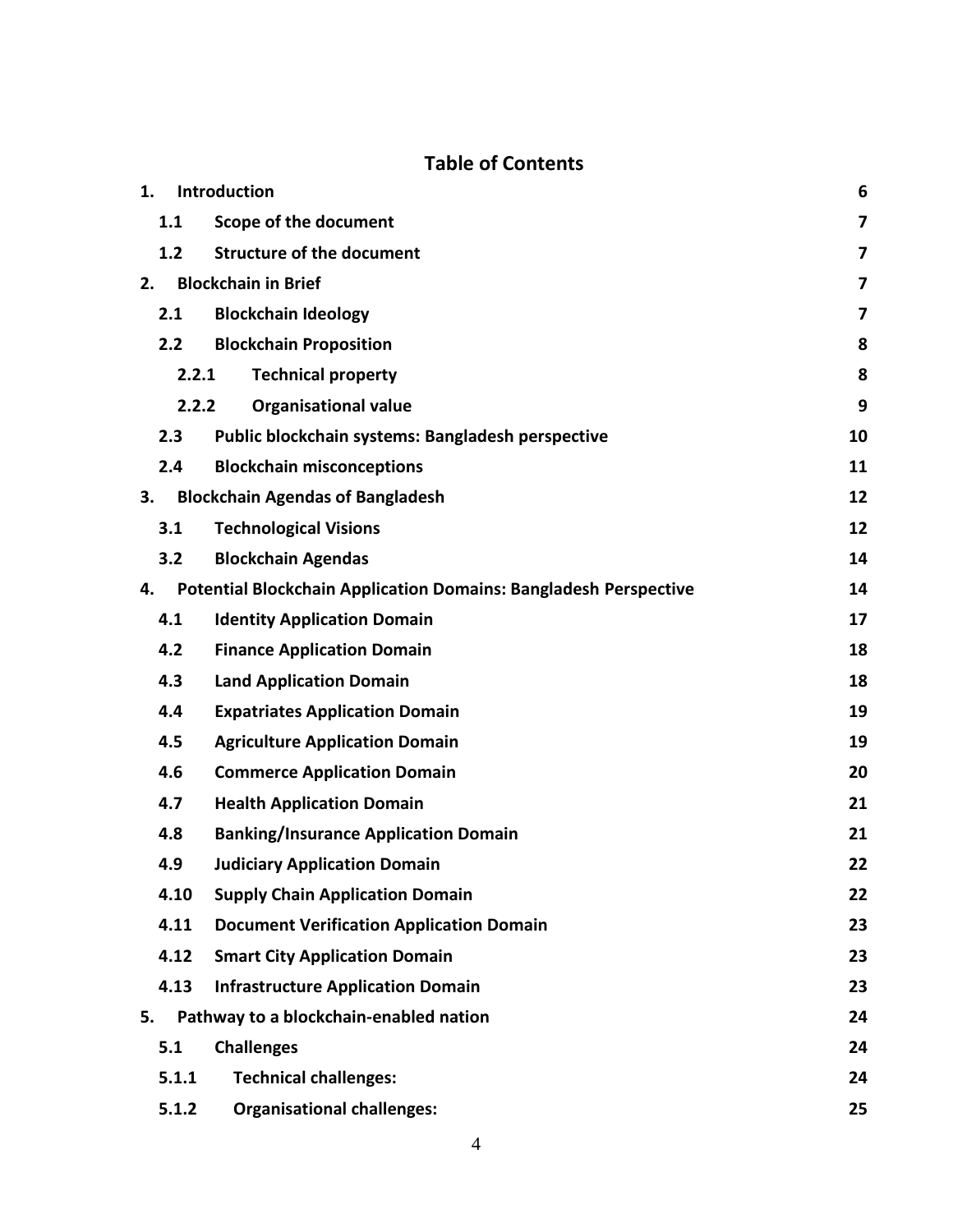# Table of Contents

| | | |
|---|---|---|
| 1. | Introduction | 6 |
| 1.1 | Scope of the document | 7 |
| 1.2 | Structure of the document | 7 |
| 2. | Blockchain in Brief | 7 |
| 2.1 | Blockchain Ideology | 7 |
| 2.2 | Blockchain Proposition | 8 |
| 2.2.1 | Technical property | 8 |
| 2.2.2 | Organisational value | 9 |
| 2.3 | Public blockchain systems: Bangladesh perspective | 10 |
| 2.4 | Blockchain misconceptions | 11 |
| 3. | Blockchain Agendas of Bangladesh | 12 |
| 3.1 | Technological Visions | 12 |
| 3.2 | Blockchain Agendas | 14 |
| 4. | Potential Blockchain Application Domains: Bangladesh Perspective | 14 |
| 4.1 | Identity Application Domain | 17 |
| 4.2 | Finance Application Domain | 18 |
| 4.3 | Land Application Domain | 18 |
| 4.4 | Expatriates Application Domain | 19 |
| 4.5 | Agriculture Application Domain | 19 |
| 4.6 | Commerce Application Domain | 20 |
| 4.7 | Health Application Domain | 21 |
| 4.8 | Banking/Insurance Application Domain | 21 |
| 4.9 | Judiciary Application Domain | 22 |
| 4.10 | Supply Chain Application Domain | 22 |
| 4.11 | Document Verification Application Domain | 23 |
| 4.12 | Smart City Application Domain | 23 |
| 4.13 | Infrastructure Application Domain | 23 |
| 5. | Pathway to a blockchain-enabled nation | 24 |
| 5.1 | Challenges | 24 |
| 5.1.1 | Technical challenges: | 24 |
| 5.1.2 | Organisational challenges: | 25 |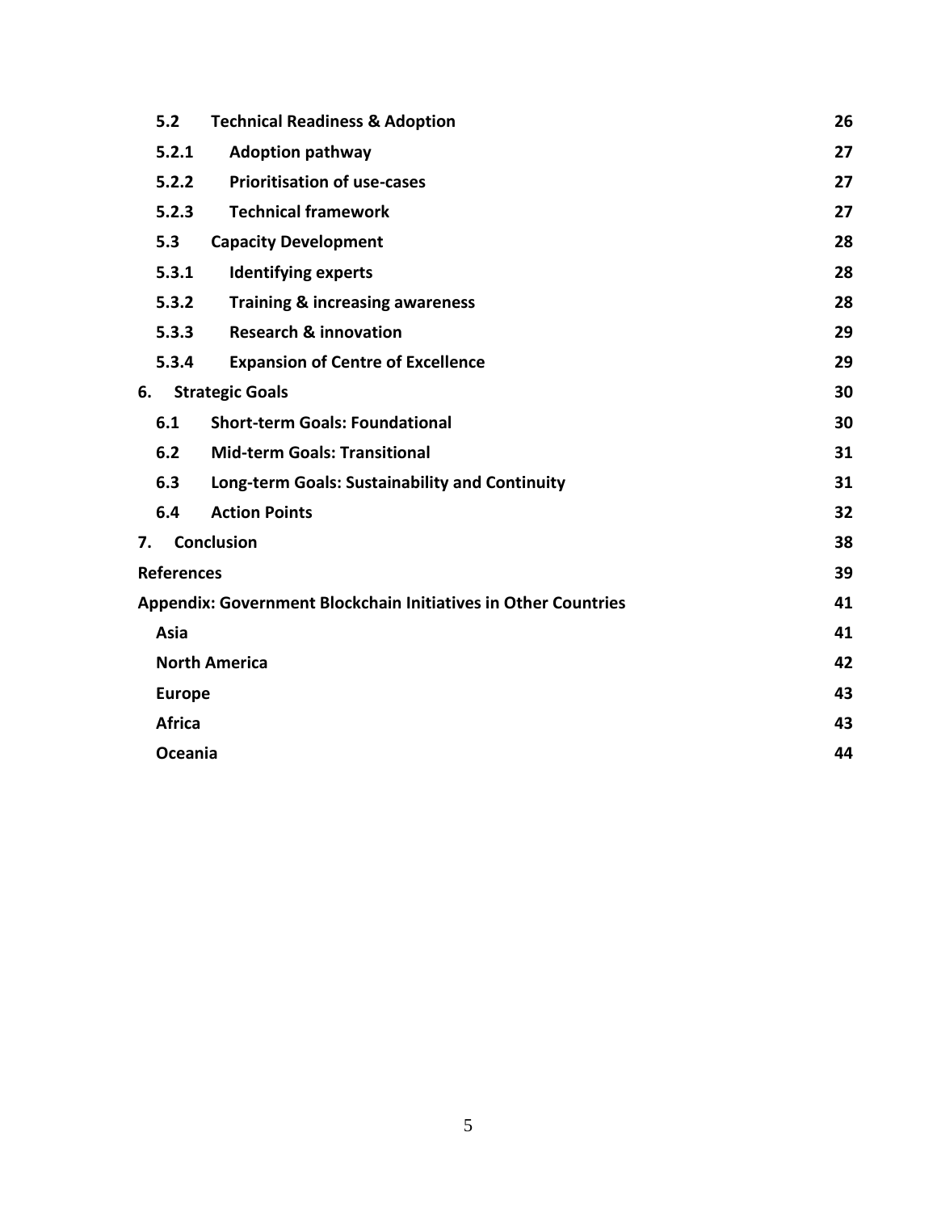| | | |
|---|---|---|
| 5.2 | **Technical Readiness & Adoption** | 26 |
| 5.2.1 | **Adoption pathway** | 27 |
| 5.2.2 | **Prioritisation of use-cases** | 27 |
| 5.2.3 | **Technical framework** | 27 |
| 5.3 | **Capacity Development** | 28 |
| 5.3.1 | **Identifying experts** | 28 |
| 5.3.2 | **Training & increasing awareness** | 28 |
| 5.3.3 | **Research & innovation** | 29 |
| 5.3.4 | **Expansion of Centre of Excellence** | 29 |
| 6. | **Strategic Goals** | 30 |
| 6.1 | **Short-term Goals: Foundational** | 30 |
| 6.2 | **Mid-term Goals: Transitional** | 31 |
| 6.3 | **Long-term Goals: Sustainability and Continuity** | 31 |
| 6.4 | **Action Points** | 32 |
| 7. | **Conclusion** | 38 |
| | **References** | 39 |
| | **Appendix: Government Blockchain Initiatives in Other Countries** | 41 |
| | **Asia** | 41 |
| | **North America** | 42 |
| | **Europe** | 43 |
| | **Africa** | 43 |
| | **Oceania** | 44 |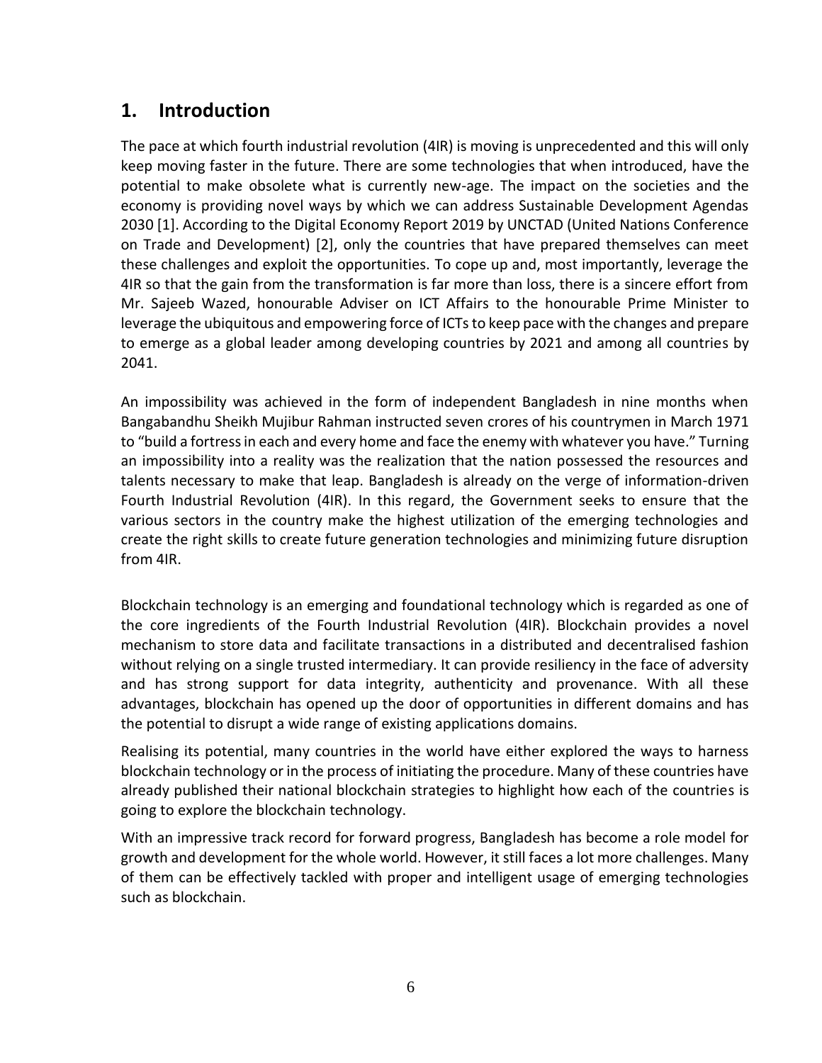## 1. Introduction

The pace at which fourth industrial revolution (4IR) is moving is unprecedented and this will only keep moving faster in the future. There are some technologies that when introduced, have the potential to make obsolete what is currently new-age. The impact on the societies and the economy is providing novel ways by which we can address Sustainable Development Agendas 2030 [1]. According to the Digital Economy Report 2019 by UNCTAD (United Nations Conference on Trade and Development) [2], only the countries that have prepared themselves can meet these challenges and exploit the opportunities. To cope up and, most importantly, leverage the 4IR so that the gain from the transformation is far more than loss, there is a sincere effort from Mr. Sajeeb Wazed, honourable Adviser on ICT Affairs to the honourable Prime Minister to leverage the ubiquitous and empowering force of ICTs to keep pace with the changes and prepare to emerge as a global leader among developing countries by 2021 and among all countries by 2041.

An impossibility was achieved in the form of independent Bangladesh in nine months when Bangabandhu Sheikh Mujibur Rahman instructed seven crores of his countrymen in March 1971 to "build a fortress in each and every home and face the enemy with whatever you have." Turning an impossibility into a reality was the realization that the nation possessed the resources and talents necessary to make that leap. Bangladesh is already on the verge of information-driven Fourth Industrial Revolution (4IR). In this regard, the Government seeks to ensure that the various sectors in the country make the highest utilization of the emerging technologies and create the right skills to create future generation technologies and minimizing future disruption from 4IR.

Blockchain technology is an emerging and foundational technology which is regarded as one of the core ingredients of the Fourth Industrial Revolution (4IR). Blockchain provides a novel mechanism to store data and facilitate transactions in a distributed and decentralised fashion without relying on a single trusted intermediary. It can provide resiliency in the face of adversity and has strong support for data integrity, authenticity and provenance. With all these advantages, blockchain has opened up the door of opportunities in different domains and has the potential to disrupt a wide range of existing applications domains.

Realising its potential, many countries in the world have either explored the ways to harness blockchain technology or in the process of initiating the procedure. Many of these countries have already published their national blockchain strategies to highlight how each of the countries is going to explore the blockchain technology.

With an impressive track record for forward progress, Bangladesh has become a role model for growth and development for the whole world. However, it still faces a lot more challenges. Many of them can be effectively tackled with proper and intelligent usage of emerging technologies such as blockchain.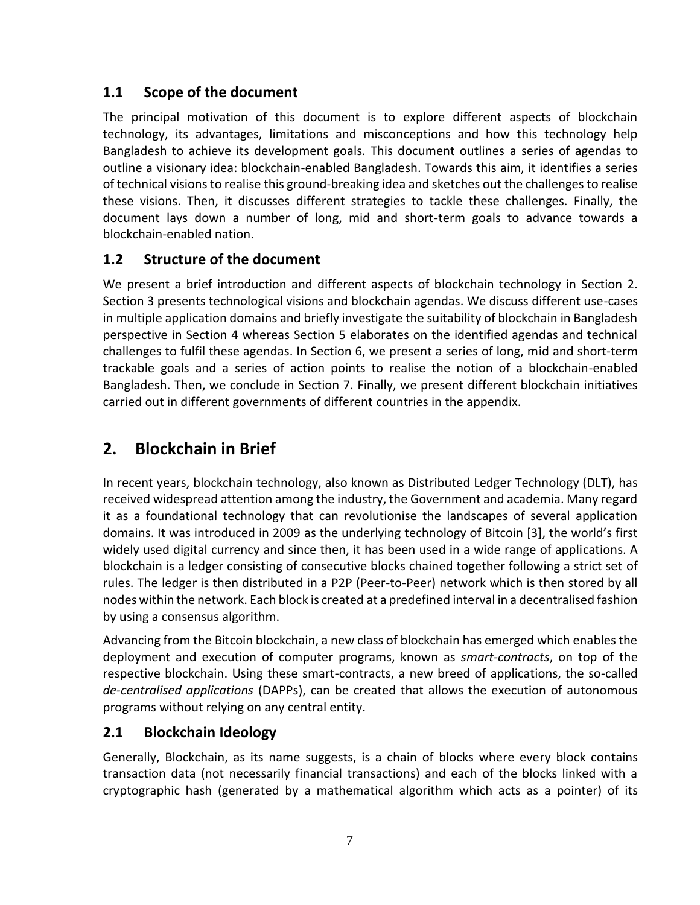## 1.1 Scope of the document

The principal motivation of this document is to explore different aspects of blockchain technology, its advantages, limitations and misconceptions and how this technology help Bangladesh to achieve its development goals. This document outlines a series of agendas to outline a visionary idea: blockchain-enabled Bangladesh. Towards this aim, it identifies a series of technical visions to realise this ground-breaking idea and sketches out the challenges to realise these visions. Then, it discusses different strategies to tackle these challenges. Finally, the document lays down a number of long, mid and short-term goals to advance towards a blockchain-enabled nation.

## 1.2 Structure of the document

We present a brief introduction and different aspects of blockchain technology in Section 2. Section 3 presents technological visions and blockchain agendas. We discuss different use-cases in multiple application domains and briefly investigate the suitability of blockchain in Bangladesh perspective in Section 4 whereas Section 5 elaborates on the identified agendas and technical challenges to fulfil these agendas. In Section 6, we present a series of long, mid and short-term trackable goals and a series of action points to realise the notion of a blockchain-enabled Bangladesh. Then, we conclude in Section 7. Finally, we present different blockchain initiatives carried out in different governments of different countries in the appendix.

# 2. Blockchain in Brief

In recent years, blockchain technology, also known as Distributed Ledger Technology (DLT), has received widespread attention among the industry, the Government and academia. Many regard it as a foundational technology that can revolutionise the landscapes of several application domains. It was introduced in 2009 as the underlying technology of Bitcoin [3], the world's first widely used digital currency and since then, it has been used in a wide range of applications. A blockchain is a ledger consisting of consecutive blocks chained together following a strict set of rules. The ledger is then distributed in a P2P (Peer-to-Peer) network which is then stored by all nodes within the network. Each block is created at a predefined interval in a decentralised fashion by using a consensus algorithm.

Advancing from the Bitcoin blockchain, a new class of blockchain has emerged which enables the deployment and execution of computer programs, known as *smart-contracts*, on top of the respective blockchain. Using these smart-contracts, a new breed of applications, the so-called *de-centralised applications* (DAPPs), can be created that allows the execution of autonomous programs without relying on any central entity.

## 2.1 Blockchain Ideology

Generally, Blockchain, as its name suggests, is a chain of blocks where every block contains transaction data (not necessarily financial transactions) and each of the blocks linked with a cryptographic hash (generated by a mathematical algorithm which acts as a pointer) of its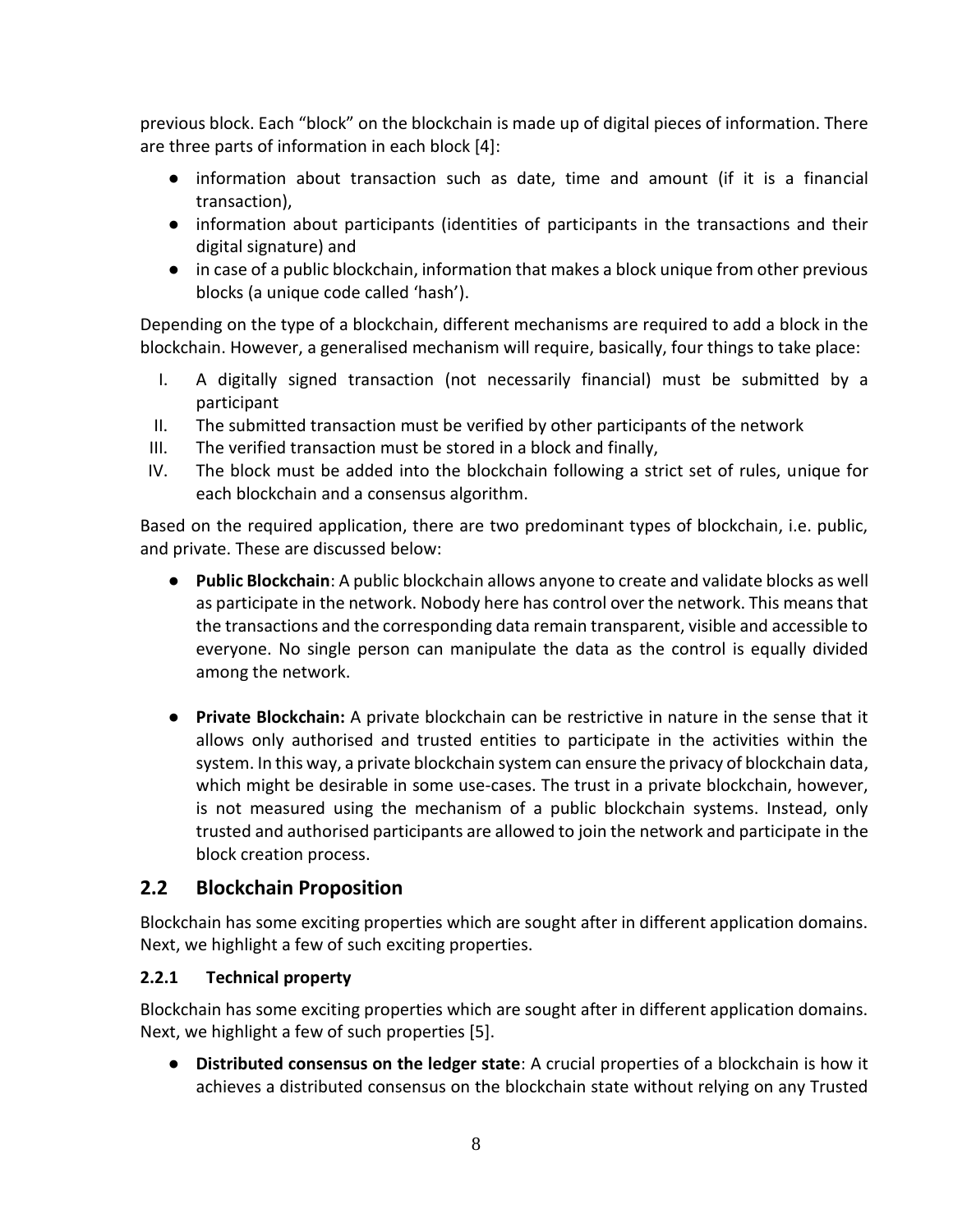previous block. Each "block" on the blockchain is made up of digital pieces of information. There are three parts of information in each block [4]:

- information about transaction such as date, time and amount (if it is a financial transaction),
- information about participants (identities of participants in the transactions and their digital signature) and
- in case of a public blockchain, information that makes a block unique from other previous blocks (a unique code called 'hash').

Depending on the type of a blockchain, different mechanisms are required to add a block in the blockchain. However, a generalised mechanism will require, basically, four things to take place:

I. A digitally signed transaction (not necessarily financial) must be submitted by a participant
II. The submitted transaction must be verified by other participants of the network
III. The verified transaction must be stored in a block and finally,
IV. The block must be added into the blockchain following a strict set of rules, unique for each blockchain and a consensus algorithm.

Based on the required application, there are two predominant types of blockchain, i.e. public, and private. These are discussed below:

- **Public Blockchain**: A public blockchain allows anyone to create and validate blocks as well as participate in the network. Nobody here has control over the network. This means that the transactions and the corresponding data remain transparent, visible and accessible to everyone. No single person can manipulate the data as the control is equally divided among the network.

- **Private Blockchain:** A private blockchain can be restrictive in nature in the sense that it allows only authorised and trusted entities to participate in the activities within the system. In this way, a private blockchain system can ensure the privacy of blockchain data, which might be desirable in some use-cases. The trust in a private blockchain, however, is not measured using the mechanism of a public blockchain systems. Instead, only trusted and authorised participants are allowed to join the network and participate in the block creation process.

## 2.2 Blockchain Proposition

Blockchain has some exciting properties which are sought after in different application domains. Next, we highlight a few of such exciting properties.

### 2.2.1 Technical property

Blockchain has some exciting properties which are sought after in different application domains. Next, we highlight a few of such properties [5].

- **Distributed consensus on the ledger state**: A crucial properties of a blockchain is how it achieves a distributed consensus on the blockchain state without relying on any Trusted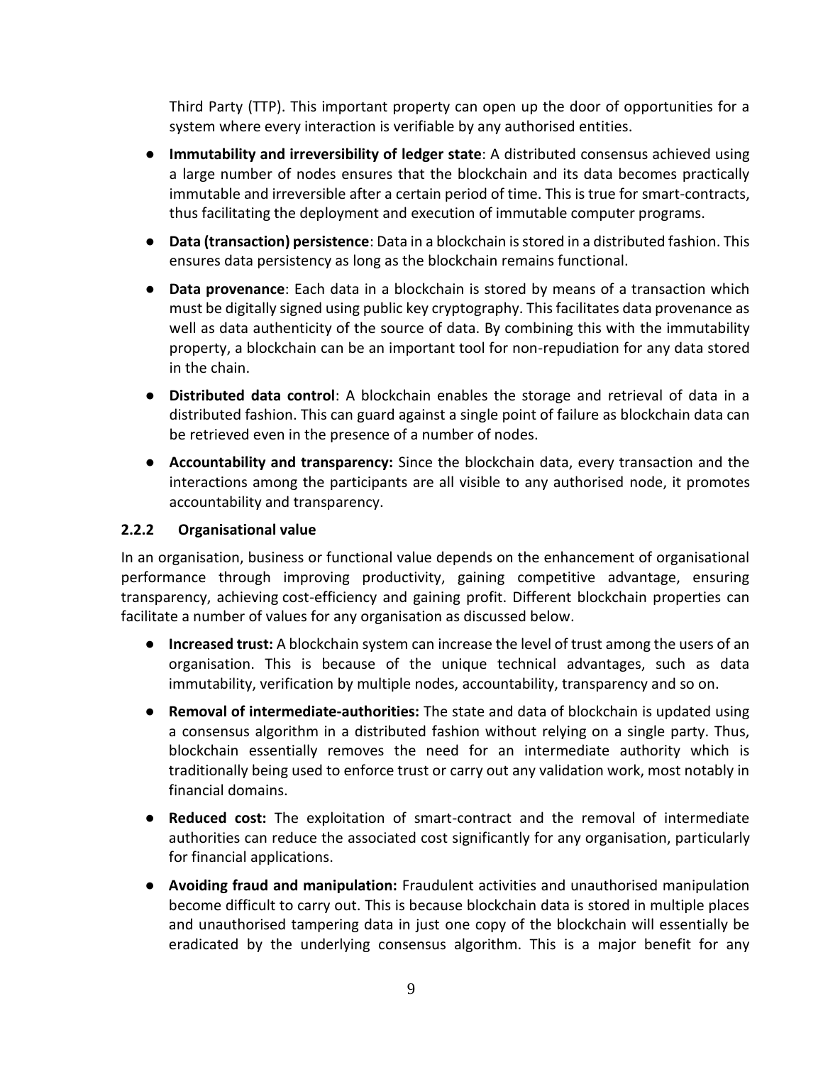Third Party (TTP). This important property can open up the door of opportunities for a system where every interaction is verifiable by any authorised entities.

- **Immutability and irreversibility of ledger state**: A distributed consensus achieved using a large number of nodes ensures that the blockchain and its data becomes practically immutable and irreversible after a certain period of time. This is true for smart-contracts, thus facilitating the deployment and execution of immutable computer programs.
- **Data (transaction) persistence**: Data in a blockchain is stored in a distributed fashion. This ensures data persistency as long as the blockchain remains functional.
- **Data provenance**: Each data in a blockchain is stored by means of a transaction which must be digitally signed using public key cryptography. This facilitates data provenance as well as data authenticity of the source of data. By combining this with the immutability property, a blockchain can be an important tool for non-repudiation for any data stored in the chain.
- **Distributed data control**: A blockchain enables the storage and retrieval of data in a distributed fashion. This can guard against a single point of failure as blockchain data can be retrieved even in the presence of a number of nodes.
- **Accountability and transparency:** Since the blockchain data, every transaction and the interactions among the participants are all visible to any authorised node, it promotes accountability and transparency.

### 2.2.2 Organisational value

In an organisation, business or functional value depends on the enhancement of organisational performance through improving productivity, gaining competitive advantage, ensuring transparency, achieving cost-efficiency and gaining profit. Different blockchain properties can facilitate a number of values for any organisation as discussed below.

- **Increased trust:** A blockchain system can increase the level of trust among the users of an organisation. This is because of the unique technical advantages, such as data immutability, verification by multiple nodes, accountability, transparency and so on.
- **Removal of intermediate-authorities:** The state and data of blockchain is updated using a consensus algorithm in a distributed fashion without relying on a single party. Thus, blockchain essentially removes the need for an intermediate authority which is traditionally being used to enforce trust or carry out any validation work, most notably in financial domains.
- **Reduced cost:** The exploitation of smart-contract and the removal of intermediate authorities can reduce the associated cost significantly for any organisation, particularly for financial applications.
- **Avoiding fraud and manipulation:** Fraudulent activities and unauthorised manipulation become difficult to carry out. This is because blockchain data is stored in multiple places and unauthorised tampering data in just one copy of the blockchain will essentially be eradicated by the underlying consensus algorithm. This is a major benefit for any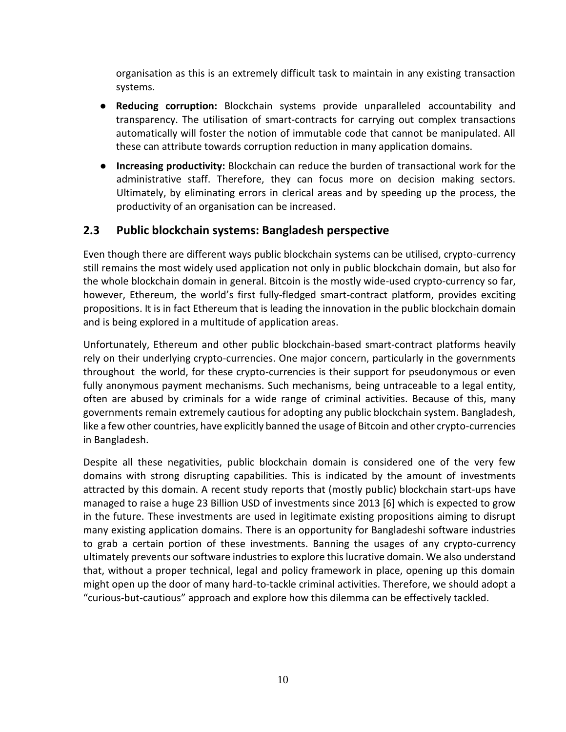organisation as this is an extremely difficult task to maintain in any existing transaction systems.

- **Reducing corruption:** Blockchain systems provide unparalleled accountability and transparency. The utilisation of smart-contracts for carrying out complex transactions automatically will foster the notion of immutable code that cannot be manipulated. All these can attribute towards corruption reduction in many application domains.
- **Increasing productivity:** Blockchain can reduce the burden of transactional work for the administrative staff. Therefore, they can focus more on decision making sectors. Ultimately, by eliminating errors in clerical areas and by speeding up the process, the productivity of an organisation can be increased.

## 2.3 Public blockchain systems: Bangladesh perspective

Even though there are different ways public blockchain systems can be utilised, crypto-currency still remains the most widely used application not only in public blockchain domain, but also for the whole blockchain domain in general. Bitcoin is the mostly wide-used crypto-currency so far, however, Ethereum, the world's first fully-fledged smart-contract platform, provides exciting propositions. It is in fact Ethereum that is leading the innovation in the public blockchain domain and is being explored in a multitude of application areas.

Unfortunately, Ethereum and other public blockchain-based smart-contract platforms heavily rely on their underlying crypto-currencies. One major concern, particularly in the governments throughout the world, for these crypto-currencies is their support for pseudonymous or even fully anonymous payment mechanisms. Such mechanisms, being untraceable to a legal entity, often are abused by criminals for a wide range of criminal activities. Because of this, many governments remain extremely cautious for adopting any public blockchain system. Bangladesh, like a few other countries, have explicitly banned the usage of Bitcoin and other crypto-currencies in Bangladesh.

Despite all these negativities, public blockchain domain is considered one of the very few domains with strong disrupting capabilities. This is indicated by the amount of investments attracted by this domain. A recent study reports that (mostly public) blockchain start-ups have managed to raise a huge 23 Billion USD of investments since 2013 [6] which is expected to grow in the future. These investments are used in legitimate existing propositions aiming to disrupt many existing application domains. There is an opportunity for Bangladeshi software industries to grab a certain portion of these investments. Banning the usages of any crypto-currency ultimately prevents our software industries to explore this lucrative domain. We also understand that, without a proper technical, legal and policy framework in place, opening up this domain might open up the door of many hard-to-tackle criminal activities. Therefore, we should adopt a "curious-but-cautious" approach and explore how this dilemma can be effectively tackled.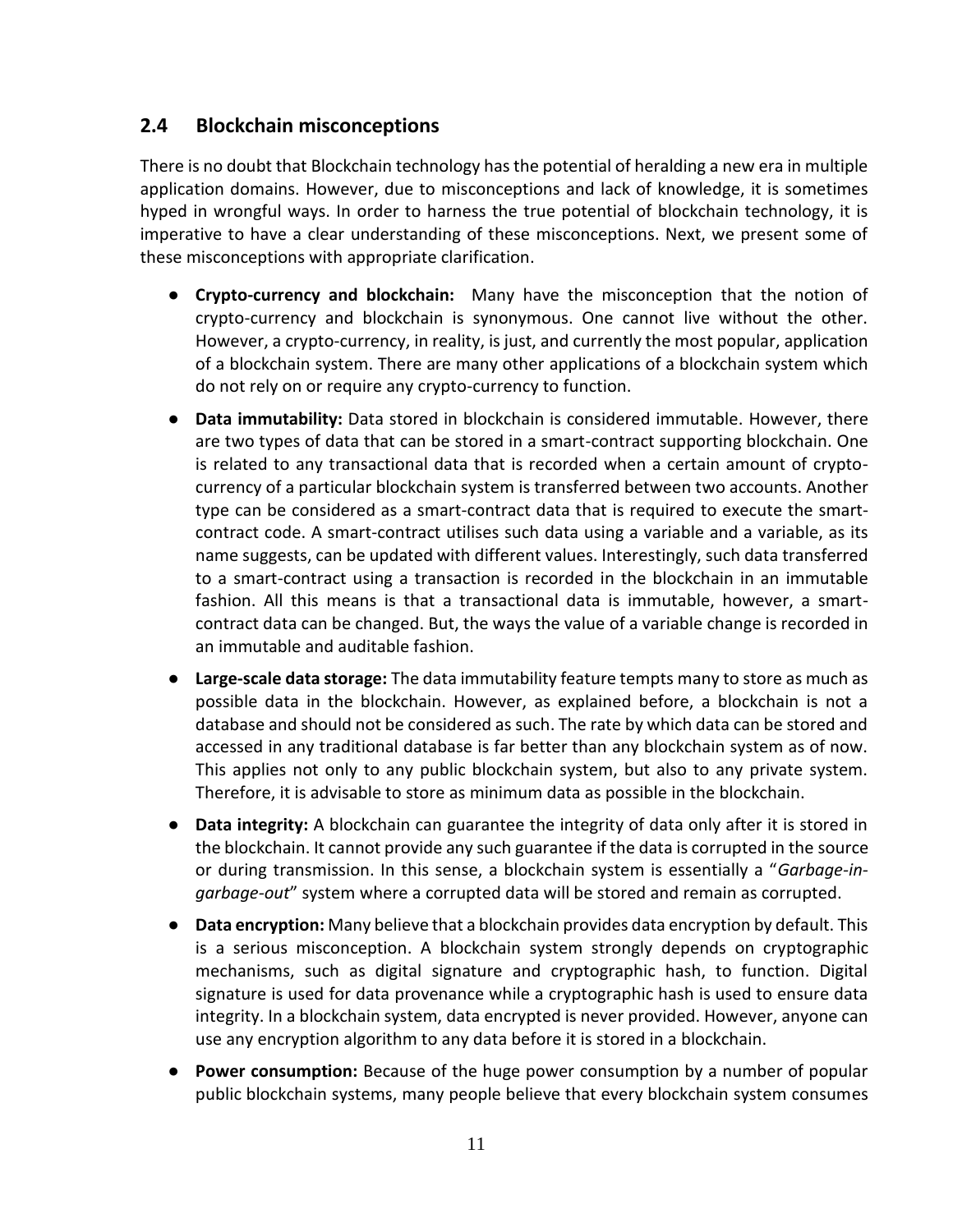## 2.4 Blockchain misconceptions

There is no doubt that Blockchain technology has the potential of heralding a new era in multiple application domains. However, due to misconceptions and lack of knowledge, it is sometimes hyped in wrongful ways. In order to harness the true potential of blockchain technology, it is imperative to have a clear understanding of these misconceptions. Next, we present some of these misconceptions with appropriate clarification.

- **Crypto-currency and blockchain:** Many have the misconception that the notion of crypto-currency and blockchain is synonymous. One cannot live without the other. However, a crypto-currency, in reality, is just, and currently the most popular, application of a blockchain system. There are many other applications of a blockchain system which do not rely on or require any crypto-currency to function.
- **Data immutability:** Data stored in blockchain is considered immutable. However, there are two types of data that can be stored in a smart-contract supporting blockchain. One is related to any transactional data that is recorded when a certain amount of crypto-currency of a particular blockchain system is transferred between two accounts. Another type can be considered as a smart-contract data that is required to execute the smart-contract code. A smart-contract utilises such data using a variable and a variable, as its name suggests, can be updated with different values. Interestingly, such data transferred to a smart-contract using a transaction is recorded in the blockchain in an immutable fashion. All this means is that a transactional data is immutable, however, a smart-contract data can be changed. But, the ways the value of a variable change is recorded in an immutable and auditable fashion.
- **Large-scale data storage:** The data immutability feature tempts many to store as much as possible data in the blockchain. However, as explained before, a blockchain is not a database and should not be considered as such. The rate by which data can be stored and accessed in any traditional database is far better than any blockchain system as of now. This applies not only to any public blockchain system, but also to any private system. Therefore, it is advisable to store as minimum data as possible in the blockchain.
- **Data integrity:** A blockchain can guarantee the integrity of data only after it is stored in the blockchain. It cannot provide any such guarantee if the data is corrupted in the source or during transmission. In this sense, a blockchain system is essentially a "*Garbage-in-garbage-out*" system where a corrupted data will be stored and remain as corrupted.
- **Data encryption:** Many believe that a blockchain provides data encryption by default. This is a serious misconception. A blockchain system strongly depends on cryptographic mechanisms, such as digital signature and cryptographic hash, to function. Digital signature is used for data provenance while a cryptographic hash is used to ensure data integrity. In a blockchain system, data encrypted is never provided. However, anyone can use any encryption algorithm to any data before it is stored in a blockchain.
- **Power consumption:** Because of the huge power consumption by a number of popular public blockchain systems, many people believe that every blockchain system consumes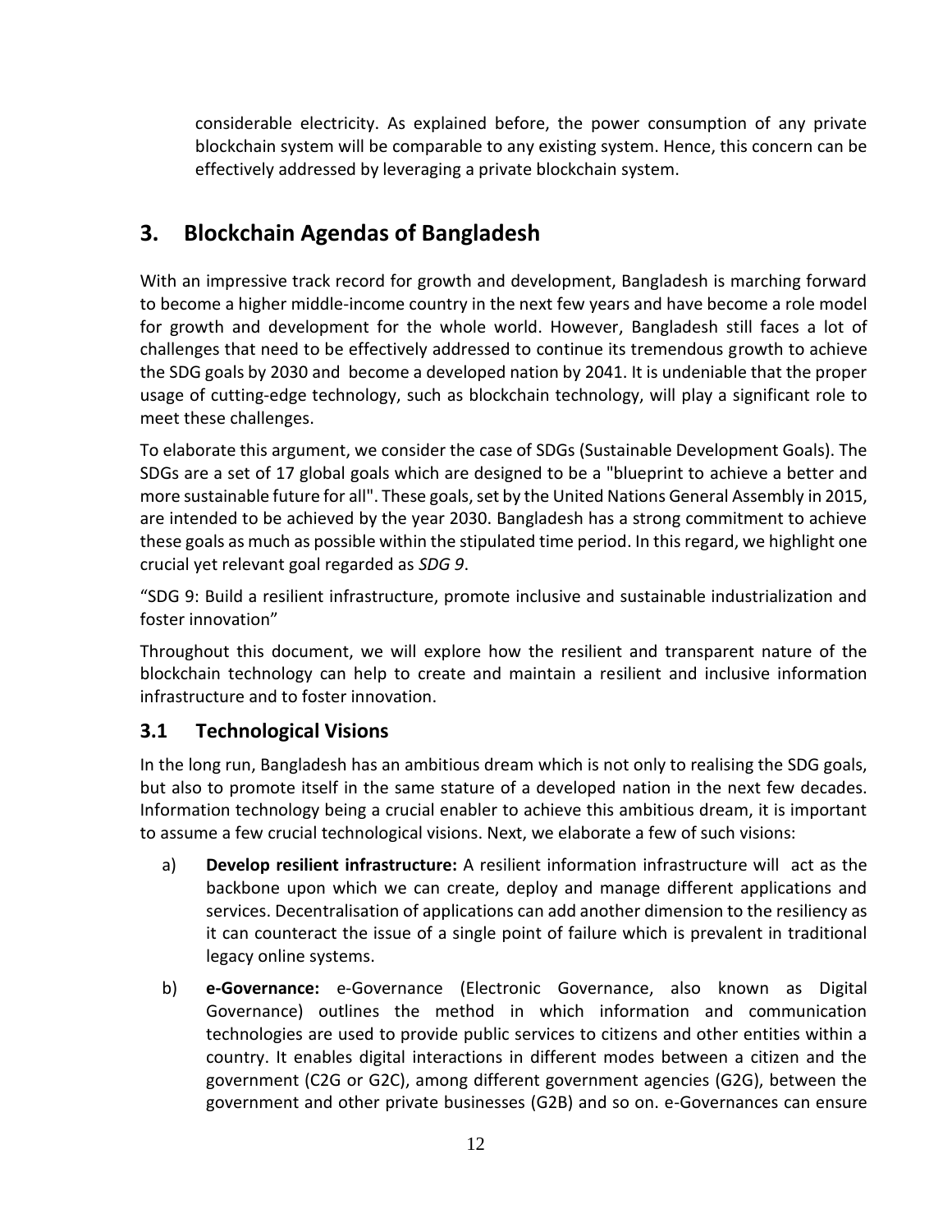considerable electricity. As explained before, the power consumption of any private blockchain system will be comparable to any existing system. Hence, this concern can be effectively addressed by leveraging a private blockchain system.

# 3. Blockchain Agendas of Bangladesh

With an impressive track record for growth and development, Bangladesh is marching forward to become a higher middle-income country in the next few years and have become a role model for growth and development for the whole world. However, Bangladesh still faces a lot of challenges that need to be effectively addressed to continue its tremendous growth to achieve the SDG goals by 2030 and become a developed nation by 2041. It is undeniable that the proper usage of cutting-edge technology, such as blockchain technology, will play a significant role to meet these challenges.

To elaborate this argument, we consider the case of SDGs (Sustainable Development Goals). The SDGs are a set of 17 global goals which are designed to be a "blueprint to achieve a better and more sustainable future for all". These goals, set by the United Nations General Assembly in 2015, are intended to be achieved by the year 2030. Bangladesh has a strong commitment to achieve these goals as much as possible within the stipulated time period. In this regard, we highlight one crucial yet relevant goal regarded as *SDG 9*.

“SDG 9: Build a resilient infrastructure, promote inclusive and sustainable industrialization and foster innovation”

Throughout this document, we will explore how the resilient and transparent nature of the blockchain technology can help to create and maintain a resilient and inclusive information infrastructure and to foster innovation.

## 3.1 Technological Visions

In the long run, Bangladesh has an ambitious dream which is not only to realising the SDG goals, but also to promote itself in the same stature of a developed nation in the next few decades. Information technology being a crucial enabler to achieve this ambitious dream, it is important to assume a few crucial technological visions. Next, we elaborate a few of such visions:

a) **Develop resilient infrastructure:** A resilient information infrastructure will act as the backbone upon which we can create, deploy and manage different applications and services. Decentralisation of applications can add another dimension to the resiliency as it can counteract the issue of a single point of failure which is prevalent in traditional legacy online systems.

b) **e-Governance:** e-Governance (Electronic Governance, also known as Digital Governance) outlines the method in which information and communication technologies are used to provide public services to citizens and other entities within a country. It enables digital interactions in different modes between a citizen and the government (C2G or G2C), among different government agencies (G2G), between the government and other private businesses (G2B) and so on. e-Governances can ensure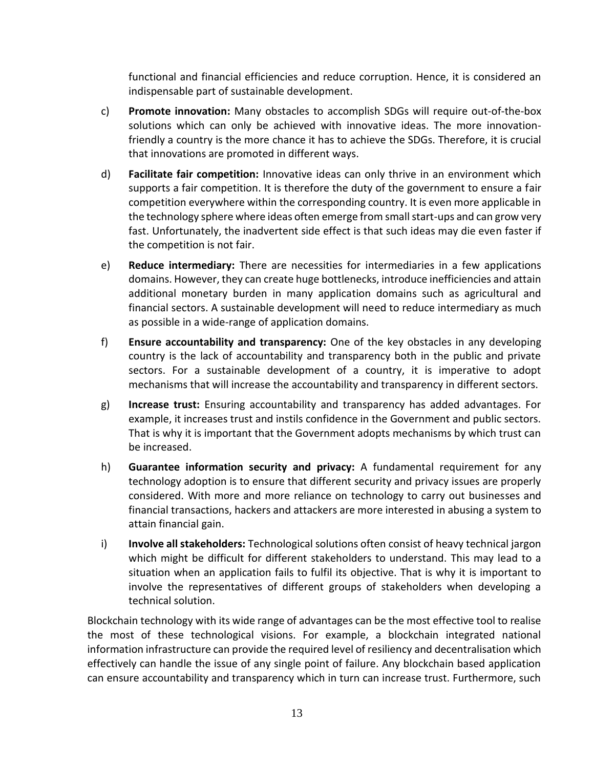functional and financial efficiencies and reduce corruption. Hence, it is considered an indispensable part of sustainable development.

c) **Promote innovation:** Many obstacles to accomplish SDGs will require out-of-the-box solutions which can only be achieved with innovative ideas. The more innovation-friendly a country is the more chance it has to achieve the SDGs. Therefore, it is crucial that innovations are promoted in different ways.

d) **Facilitate fair competition:** Innovative ideas can only thrive in an environment which supports a fair competition. It is therefore the duty of the government to ensure a fair competition everywhere within the corresponding country. It is even more applicable in the technology sphere where ideas often emerge from small start-ups and can grow very fast. Unfortunately, the inadvertent side effect is that such ideas may die even faster if the competition is not fair.

e) **Reduce intermediary:** There are necessities for intermediaries in a few applications domains. However, they can create huge bottlenecks, introduce inefficiencies and attain additional monetary burden in many application domains such as agricultural and financial sectors. A sustainable development will need to reduce intermediary as much as possible in a wide-range of application domains.

f) **Ensure accountability and transparency:** One of the key obstacles in any developing country is the lack of accountability and transparency both in the public and private sectors. For a sustainable development of a country, it is imperative to adopt mechanisms that will increase the accountability and transparency in different sectors.

g) **Increase trust:** Ensuring accountability and transparency has added advantages. For example, it increases trust and instils confidence in the Government and public sectors. That is why it is important that the Government adopts mechanisms by which trust can be increased.

h) **Guarantee information security and privacy:** A fundamental requirement for any technology adoption is to ensure that different security and privacy issues are properly considered. With more and more reliance on technology to carry out businesses and financial transactions, hackers and attackers are more interested in abusing a system to attain financial gain.

i) **Involve all stakeholders:** Technological solutions often consist of heavy technical jargon which might be difficult for different stakeholders to understand. This may lead to a situation when an application fails to fulfil its objective. That is why it is important to involve the representatives of different groups of stakeholders when developing a technical solution.

Blockchain technology with its wide range of advantages can be the most effective tool to realise the most of these technological visions. For example, a blockchain integrated national information infrastructure can provide the required level of resiliency and decentralisation which effectively can handle the issue of any single point of failure. Any blockchain based application can ensure accountability and transparency which in turn can increase trust. Furthermore, such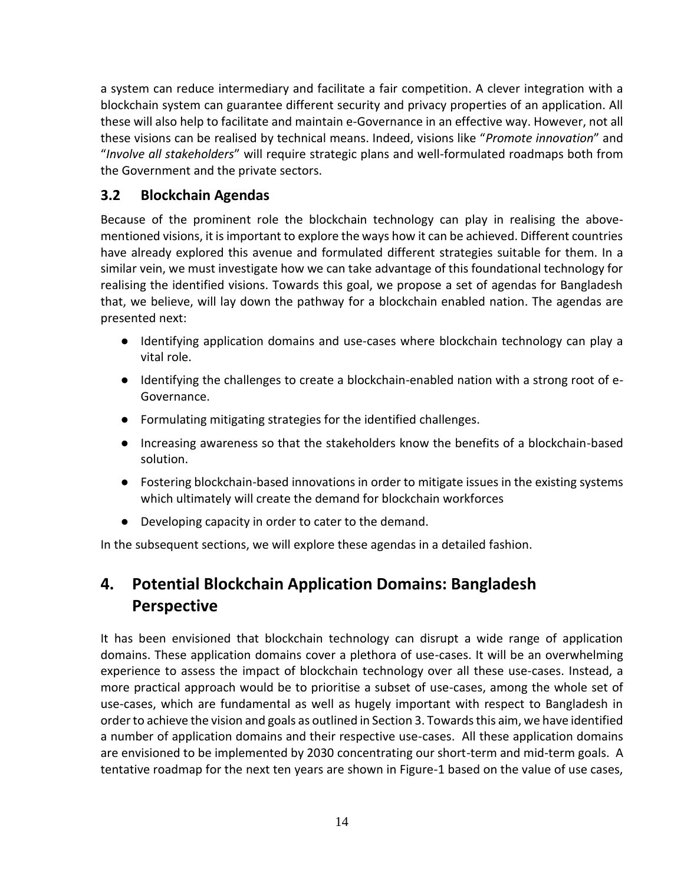a system can reduce intermediary and facilitate a fair competition. A clever integration with a blockchain system can guarantee different security and privacy properties of an application. All these will also help to facilitate and maintain e-Governance in an effective way. However, not all these visions can be realised by technical means. Indeed, visions like "*Promote innovation*" and "*Involve all stakeholders*" will require strategic plans and well-formulated roadmaps both from the Government and the private sectors.

### 3.2 Blockchain Agendas

Because of the prominent role the blockchain technology can play in realising the above-mentioned visions, it is important to explore the ways how it can be achieved. Different countries have already explored this avenue and formulated different strategies suitable for them. In a similar vein, we must investigate how we can take advantage of this foundational technology for realising the identified visions. Towards this goal, we propose a set of agendas for Bangladesh that, we believe, will lay down the pathway for a blockchain enabled nation. The agendas are presented next:

- Identifying application domains and use-cases where blockchain technology can play a vital role.
- Identifying the challenges to create a blockchain-enabled nation with a strong root of e-Governance.
- Formulating mitigating strategies for the identified challenges.
- Increasing awareness so that the stakeholders know the benefits of a blockchain-based solution.
- Fostering blockchain-based innovations in order to mitigate issues in the existing systems which ultimately will create the demand for blockchain workforces
- Developing capacity in order to cater to the demand.

In the subsequent sections, we will explore these agendas in a detailed fashion.

## 4. Potential Blockchain Application Domains: Bangladesh Perspective

It has been envisioned that blockchain technology can disrupt a wide range of application domains. These application domains cover a plethora of use-cases. It will be an overwhelming experience to assess the impact of blockchain technology over all these use-cases. Instead, a more practical approach would be to prioritise a subset of use-cases, among the whole set of use-cases, which are fundamental as well as hugely important with respect to Bangladesh in order to achieve the vision and goals as outlined in Section 3. Towards this aim, we have identified a number of application domains and their respective use-cases. All these application domains are envisioned to be implemented by 2030 concentrating our short-term and mid-term goals. A tentative roadmap for the next ten years are shown in Figure-1 based on the value of use cases,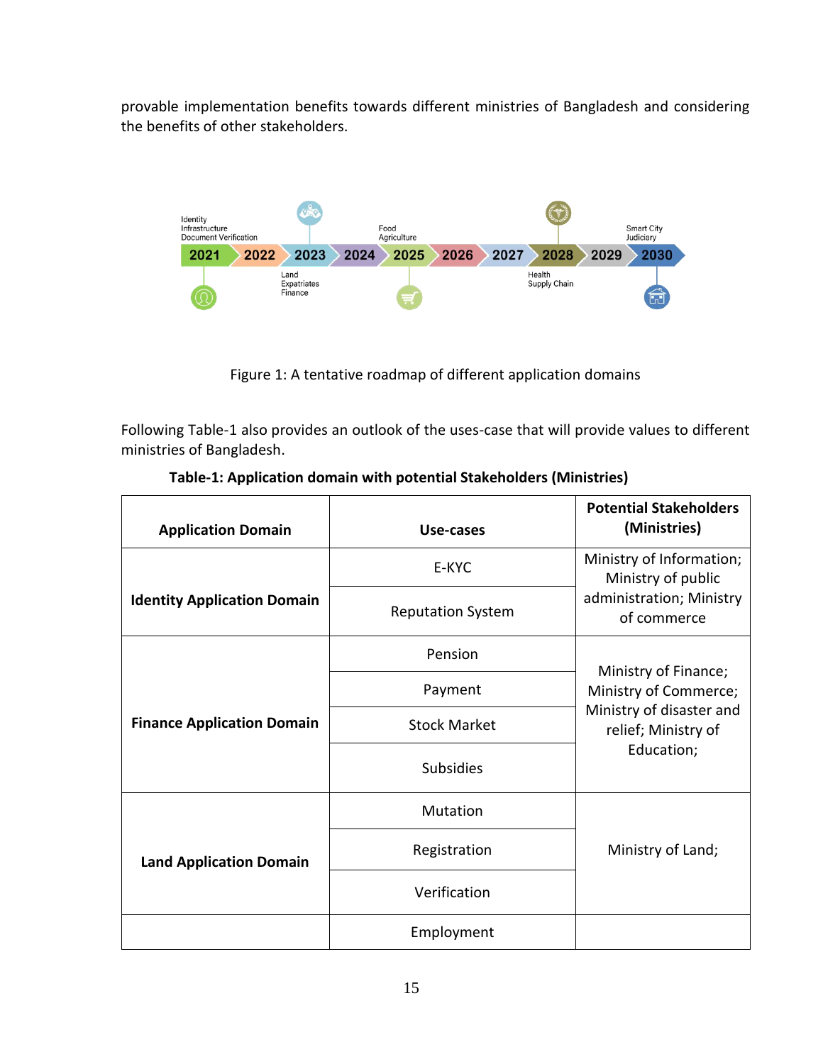provable implementation benefits towards different ministries of Bangladesh and considering the benefits of other stakeholders.

Figure 1: A tentative roadmap of different application domains

Following Table-1 also provides an outlook of the uses-case that will provide values to different ministries of Bangladesh.

**Table-1: Application domain with potential Stakeholders (Ministries)**

| Application Domain | Use-cases | Potential Stakeholders (Ministries) |
|---|---|---|
| **Identity Application Domain** | E-KYC | Ministry of Information; Ministry of public administration; Ministry of commerce |
| | Reputation System | |
| **Finance Application Domain** | Pension | Ministry of Finance; Ministry of Commerce; Ministry of disaster and relief; Ministry of Education; |
| | Payment | |
| | Stock Market | |
| | Subsidies | |
| **Land Application Domain** | Mutation | Ministry of Land; |
| | Registration | |
| | Verification | |
| | Employment | |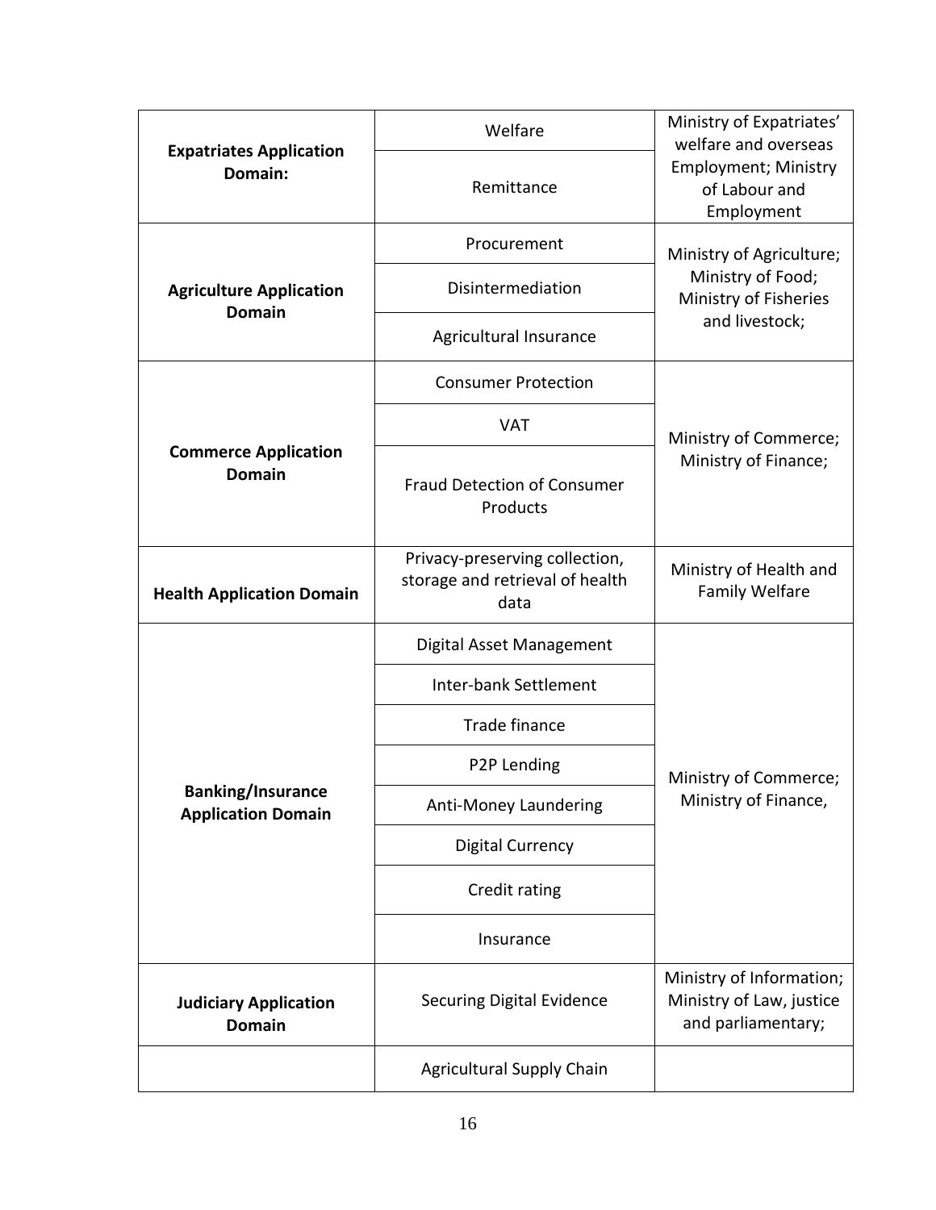| **Expatriates Application Domain:** | Welfare | Ministry of Expatriates' welfare and overseas Employment; Ministry of Labour and Employment |
|---|---|---|
| | Remittance | |
| **Agriculture Application Domain** | Procurement | Ministry of Agriculture; Ministry of Food; Ministry of Fisheries and livestock; |
| | Disintermediation | |
| | Agricultural Insurance | |
| **Commerce Application Domain** | Consumer Protection | Ministry of Commerce; Ministry of Finance; |
| | VAT | |
| | Fraud Detection of Consumer Products | |
| **Health Application Domain** | Privacy-preserving collection, storage and retrieval of health data | Ministry of Health and Family Welfare |
| **Banking/Insurance Application Domain** | Digital Asset Management | Ministry of Commerce; Ministry of Finance, |
| | Inter-bank Settlement | |
| | Trade finance | |
| | P2P Lending | |
| | Anti-Money Laundering | |
| | Digital Currency | |
| | Credit rating | |
| | Insurance | |
| **Judiciary Application Domain** | Securing Digital Evidence | Ministry of Information; Ministry of Law, justice and parliamentary; |
| | Agricultural Supply Chain | |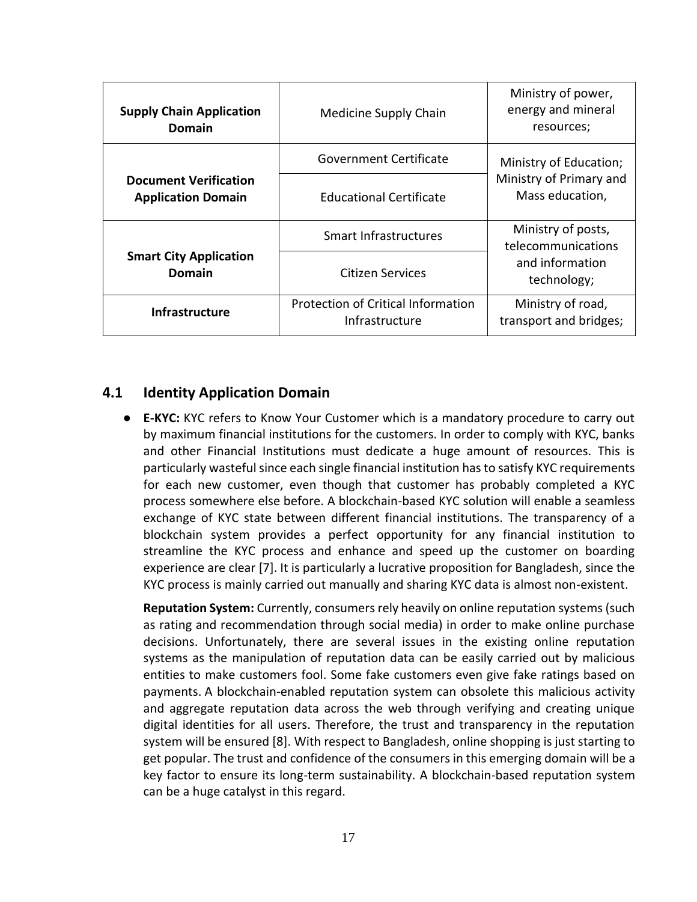| **Supply Chain Application Domain** | Medicine Supply Chain | Ministry of power, energy and mineral resources; |
|---|---|---|
| **Document Verification Application Domain** | Government Certificate | Ministry of Education; Ministry of Primary and Mass education, |
| | Educational Certificate | |
| **Smart City Application Domain** | Smart Infrastructures | Ministry of posts, telecommunications and information technology; |
| | Citizen Services | |
| **Infrastructure** | Protection of Critical Information Infrastructure | Ministry of road, transport and bridges; |

## 4.1 Identity Application Domain

- **E-KYC:** KYC refers to Know Your Customer which is a mandatory procedure to carry out by maximum financial institutions for the customers. In order to comply with KYC, banks and other Financial Institutions must dedicate a huge amount of resources. This is particularly wasteful since each single financial institution has to satisfy KYC requirements for each new customer, even though that customer has probably completed a KYC process somewhere else before. A blockchain-based KYC solution will enable a seamless exchange of KYC state between different financial institutions. The transparency of a blockchain system provides a perfect opportunity for any financial institution to streamline the KYC process and enhance and speed up the customer on boarding experience are clear [7]. It is particularly a lucrative proposition for Bangladesh, since the KYC process is mainly carried out manually and sharing KYC data is almost non-existent.

  **Reputation System:** Currently, consumers rely heavily on online reputation systems (such as rating and recommendation through social media) in order to make online purchase decisions. Unfortunately, there are several issues in the existing online reputation systems as the manipulation of reputation data can be easily carried out by malicious entities to make customers fool. Some fake customers even give fake ratings based on payments. A blockchain-enabled reputation system can obsolete this malicious activity and aggregate reputation data across the web through verifying and creating unique digital identities for all users. Therefore, the trust and transparency in the reputation system will be ensured [8]. With respect to Bangladesh, online shopping is just starting to get popular. The trust and confidence of the consumers in this emerging domain will be a key factor to ensure its long-term sustainability. A blockchain-based reputation system can be a huge catalyst in this regard.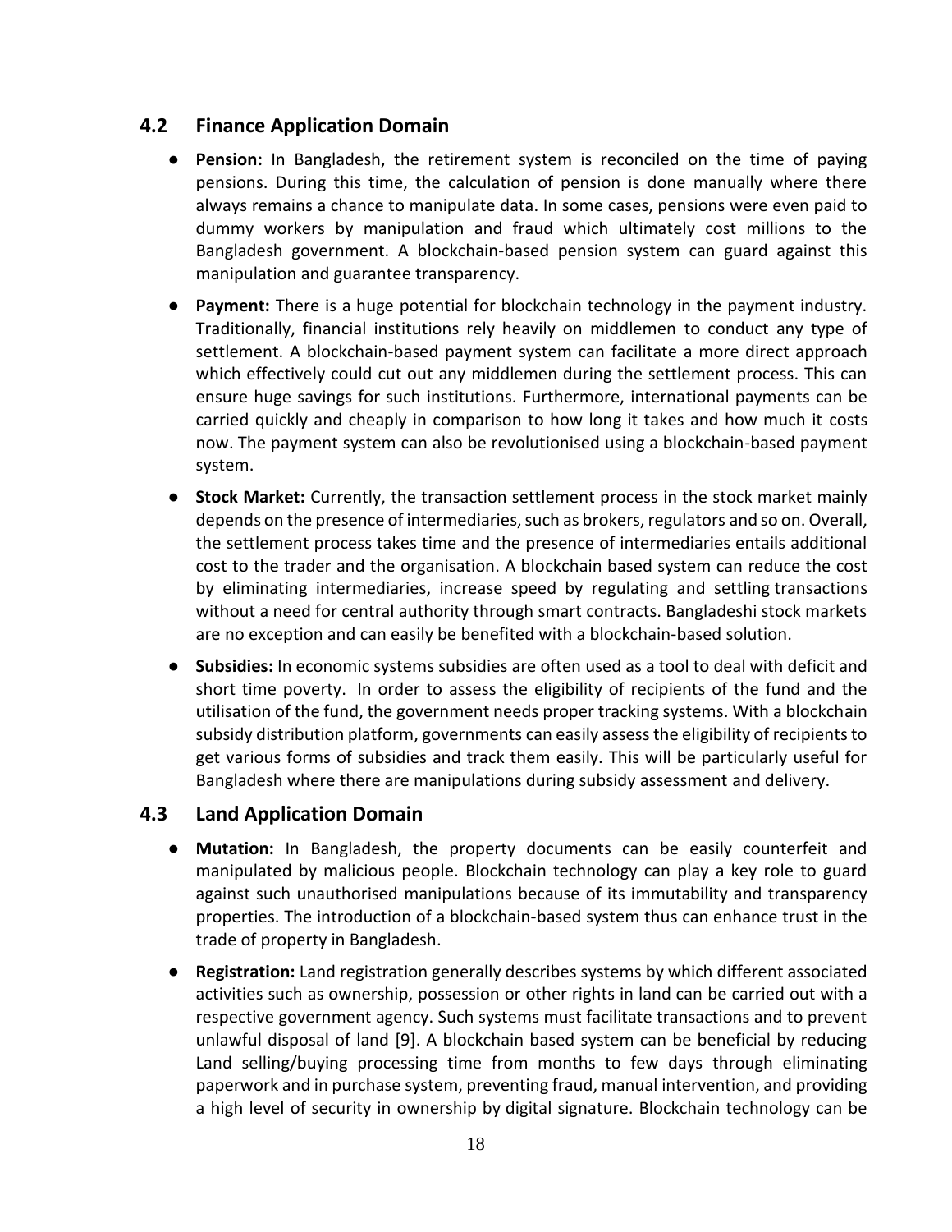## 4.2 Finance Application Domain

- **Pension:** In Bangladesh, the retirement system is reconciled on the time of paying pensions. During this time, the calculation of pension is done manually where there always remains a chance to manipulate data. In some cases, pensions were even paid to dummy workers by manipulation and fraud which ultimately cost millions to the Bangladesh government. A blockchain-based pension system can guard against this manipulation and guarantee transparency.
- **Payment:** There is a huge potential for blockchain technology in the payment industry. Traditionally, financial institutions rely heavily on middlemen to conduct any type of settlement. A blockchain-based payment system can facilitate a more direct approach which effectively could cut out any middlemen during the settlement process. This can ensure huge savings for such institutions. Furthermore, international payments can be carried quickly and cheaply in comparison to how long it takes and how much it costs now. The payment system can also be revolutionised using a blockchain-based payment system.
- **Stock Market:** Currently, the transaction settlement process in the stock market mainly depends on the presence of intermediaries, such as brokers, regulators and so on. Overall, the settlement process takes time and the presence of intermediaries entails additional cost to the trader and the organisation. A blockchain based system can reduce the cost by eliminating intermediaries, increase speed by regulating and settling transactions without a need for central authority through smart contracts. Bangladeshi stock markets are no exception and can easily be benefited with a blockchain-based solution.
- **Subsidies:** In economic systems subsidies are often used as a tool to deal with deficit and short time poverty. In order to assess the eligibility of recipients of the fund and the utilisation of the fund, the government needs proper tracking systems. With a blockchain subsidy distribution platform, governments can easily assess the eligibility of recipients to get various forms of subsidies and track them easily. This will be particularly useful for Bangladesh where there are manipulations during subsidy assessment and delivery.

## 4.3 Land Application Domain

- **Mutation:** In Bangladesh, the property documents can be easily counterfeit and manipulated by malicious people. Blockchain technology can play a key role to guard against such unauthorised manipulations because of its immutability and transparency properties. The introduction of a blockchain-based system thus can enhance trust in the trade of property in Bangladesh.
- **Registration:** Land registration generally describes systems by which different associated activities such as ownership, possession or other rights in land can be carried out with a respective government agency. Such systems must facilitate transactions and to prevent unlawful disposal of land [9]. A blockchain based system can be beneficial by reducing Land selling/buying processing time from months to few days through eliminating paperwork and in purchase system, preventing fraud, manual intervention, and providing a high level of security in ownership by digital signature. Blockchain technology can be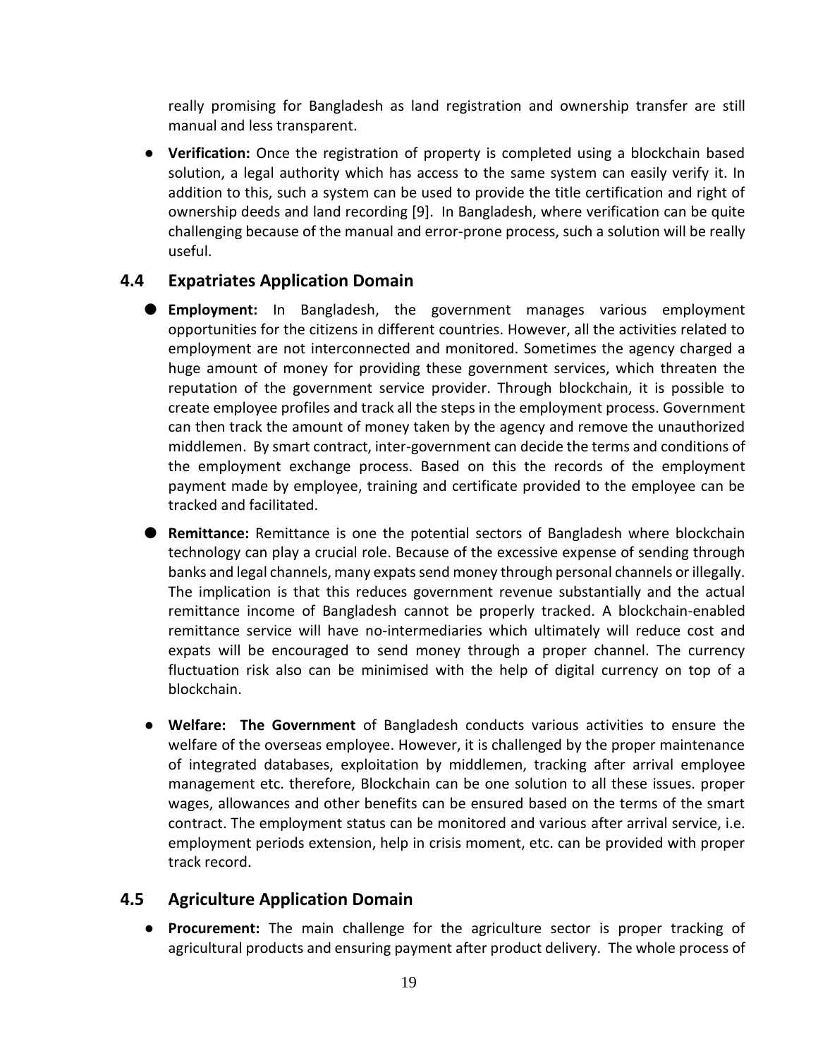really promising for Bangladesh as land registration and ownership transfer are still manual and less transparent.

- **Verification:** Once the registration of property is completed using a blockchain based solution, a legal authority which has access to the same system can easily verify it. In addition to this, such a system can be used to provide the title certification and right of ownership deeds and land recording [9]. In Bangladesh, where verification can be quite challenging because of the manual and error-prone process, such a solution will be really useful.

### 4.4 Expatriates Application Domain

- **Employment:** In Bangladesh, the government manages various employment opportunities for the citizens in different countries. However, all the activities related to employment are not interconnected and monitored. Sometimes the agency charged a huge amount of money for providing these government services, which threaten the reputation of the government service provider. Through blockchain, it is possible to create employee profiles and track all the steps in the employment process. Government can then track the amount of money taken by the agency and remove the unauthorized middlemen. By smart contract, inter-government can decide the terms and conditions of the employment exchange process. Based on this the records of the employment payment made by employee, training and certificate provided to the employee can be tracked and facilitated.

- **Remittance:** Remittance is one the potential sectors of Bangladesh where blockchain technology can play a crucial role. Because of the excessive expense of sending through banks and legal channels, many expats send money through personal channels or illegally. The implication is that this reduces government revenue substantially and the actual remittance income of Bangladesh cannot be properly tracked. A blockchain-enabled remittance service will have no-intermediaries which ultimately will reduce cost and expats will be encouraged to send money through a proper channel. The currency fluctuation risk also can be minimised with the help of digital currency on top of a blockchain.

- **Welfare: The Government** of Bangladesh conducts various activities to ensure the welfare of the overseas employee. However, it is challenged by the proper maintenance of integrated databases, exploitation by middlemen, tracking after arrival employee management etc. therefore, Blockchain can be one solution to all these issues. proper wages, allowances and other benefits can be ensured based on the terms of the smart contract. The employment status can be monitored and various after arrival service, i.e. employment periods extension, help in crisis moment, etc. can be provided with proper track record.

### 4.5 Agriculture Application Domain

- **Procurement:** The main challenge for the agriculture sector is proper tracking of agricultural products and ensuring payment after product delivery. The whole process of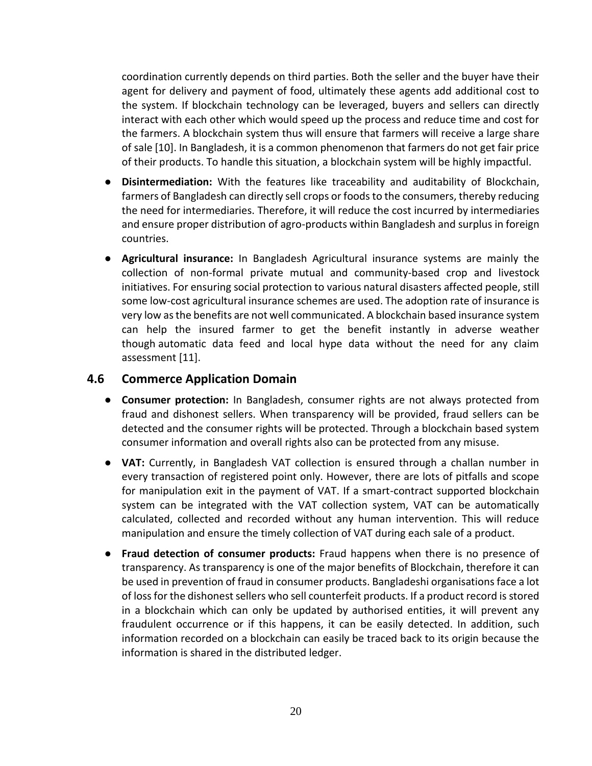coordination currently depends on third parties. Both the seller and the buyer have their agent for delivery and payment of food, ultimately these agents add additional cost to the system. If blockchain technology can be leveraged, buyers and sellers can directly interact with each other which would speed up the process and reduce time and cost for the farmers. A blockchain system thus will ensure that farmers will receive a large share of sale [10]. In Bangladesh, it is a common phenomenon that farmers do not get fair price of their products. To handle this situation, a blockchain system will be highly impactful.

- **Disintermediation:** With the features like traceability and auditability of Blockchain, farmers of Bangladesh can directly sell crops or foods to the consumers, thereby reducing the need for intermediaries. Therefore, it will reduce the cost incurred by intermediaries and ensure proper distribution of agro-products within Bangladesh and surplus in foreign countries.
- **Agricultural insurance:** In Bangladesh Agricultural insurance systems are mainly the collection of non-formal private mutual and community-based crop and livestock initiatives. For ensuring social protection to various natural disasters affected people, still some low-cost agricultural insurance schemes are used. The adoption rate of insurance is very low as the benefits are not well communicated. A blockchain based insurance system can help the insured farmer to get the benefit instantly in adverse weather though automatic data feed and local hype data without the need for any claim assessment [11].

## 4.6 Commerce Application Domain

- **Consumer protection:** In Bangladesh, consumer rights are not always protected from fraud and dishonest sellers. When transparency will be provided, fraud sellers can be detected and the consumer rights will be protected. Through a blockchain based system consumer information and overall rights also can be protected from any misuse.
- **VAT:** Currently, in Bangladesh VAT collection is ensured through a challan number in every transaction of registered point only. However, there are lots of pitfalls and scope for manipulation exit in the payment of VAT. If a smart-contract supported blockchain system can be integrated with the VAT collection system, VAT can be automatically calculated, collected and recorded without any human intervention. This will reduce manipulation and ensure the timely collection of VAT during each sale of a product.
- **Fraud detection of consumer products:** Fraud happens when there is no presence of transparency. As transparency is one of the major benefits of Blockchain, therefore it can be used in prevention of fraud in consumer products. Bangladeshi organisations face a lot of loss for the dishonest sellers who sell counterfeit products. If a product record is stored in a blockchain which can only be updated by authorised entities, it will prevent any fraudulent occurrence or if this happens, it can be easily detected. In addition, such information recorded on a blockchain can easily be traced back to its origin because the information is shared in the distributed ledger.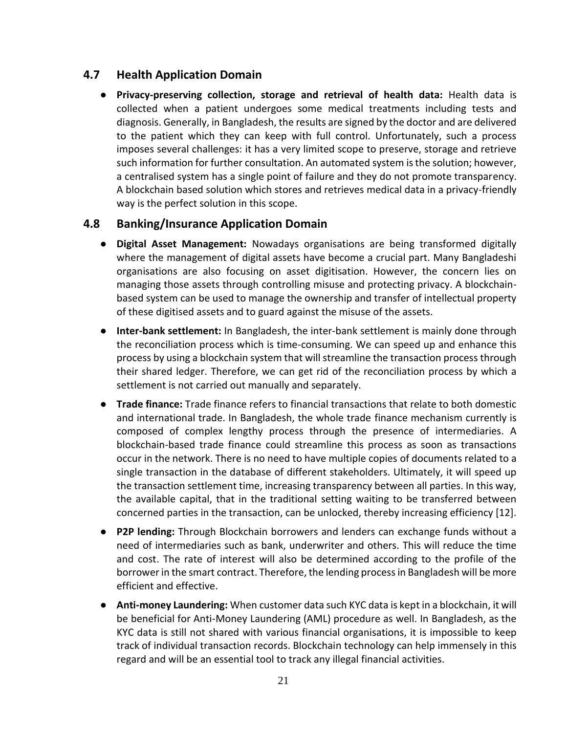## 4.7 Health Application Domain

- **Privacy-preserving collection, storage and retrieval of health data:** Health data is collected when a patient undergoes some medical treatments including tests and diagnosis. Generally, in Bangladesh, the results are signed by the doctor and are delivered to the patient which they can keep with full control. Unfortunately, such a process imposes several challenges: it has a very limited scope to preserve, storage and retrieve such information for further consultation. An automated system is the solution; however, a centralised system has a single point of failure and they do not promote transparency. A blockchain based solution which stores and retrieves medical data in a privacy-friendly way is the perfect solution in this scope.

## 4.8 Banking/Insurance Application Domain

- **Digital Asset Management:** Nowadays organisations are being transformed digitally where the management of digital assets have become a crucial part. Many Bangladeshi organisations are also focusing on asset digitisation. However, the concern lies on managing those assets through controlling misuse and protecting privacy. A blockchain-based system can be used to manage the ownership and transfer of intellectual property of these digitised assets and to guard against the misuse of the assets.
- **Inter-bank settlement:** In Bangladesh, the inter-bank settlement is mainly done through the reconciliation process which is time-consuming. We can speed up and enhance this process by using a blockchain system that will streamline the transaction process through their shared ledger. Therefore, we can get rid of the reconciliation process by which a settlement is not carried out manually and separately.
- **Trade finance:** Trade finance refers to financial transactions that relate to both domestic and international trade. In Bangladesh, the whole trade finance mechanism currently is composed of complex lengthy process through the presence of intermediaries. A blockchain-based trade finance could streamline this process as soon as transactions occur in the network. There is no need to have multiple copies of documents related to a single transaction in the database of different stakeholders. Ultimately, it will speed up the transaction settlement time, increasing transparency between all parties. In this way, the available capital, that in the traditional setting waiting to be transferred between concerned parties in the transaction, can be unlocked, thereby increasing efficiency [12].
- **P2P lending:** Through Blockchain borrowers and lenders can exchange funds without a need of intermediaries such as bank, underwriter and others. This will reduce the time and cost. The rate of interest will also be determined according to the profile of the borrower in the smart contract. Therefore, the lending process in Bangladesh will be more efficient and effective.
- **Anti-money Laundering:** When customer data such KYC data is kept in a blockchain, it will be beneficial for Anti-Money Laundering (AML) procedure as well. In Bangladesh, as the KYC data is still not shared with various financial organisations, it is impossible to keep track of individual transaction records. Blockchain technology can help immensely in this regard and will be an essential tool to track any illegal financial activities.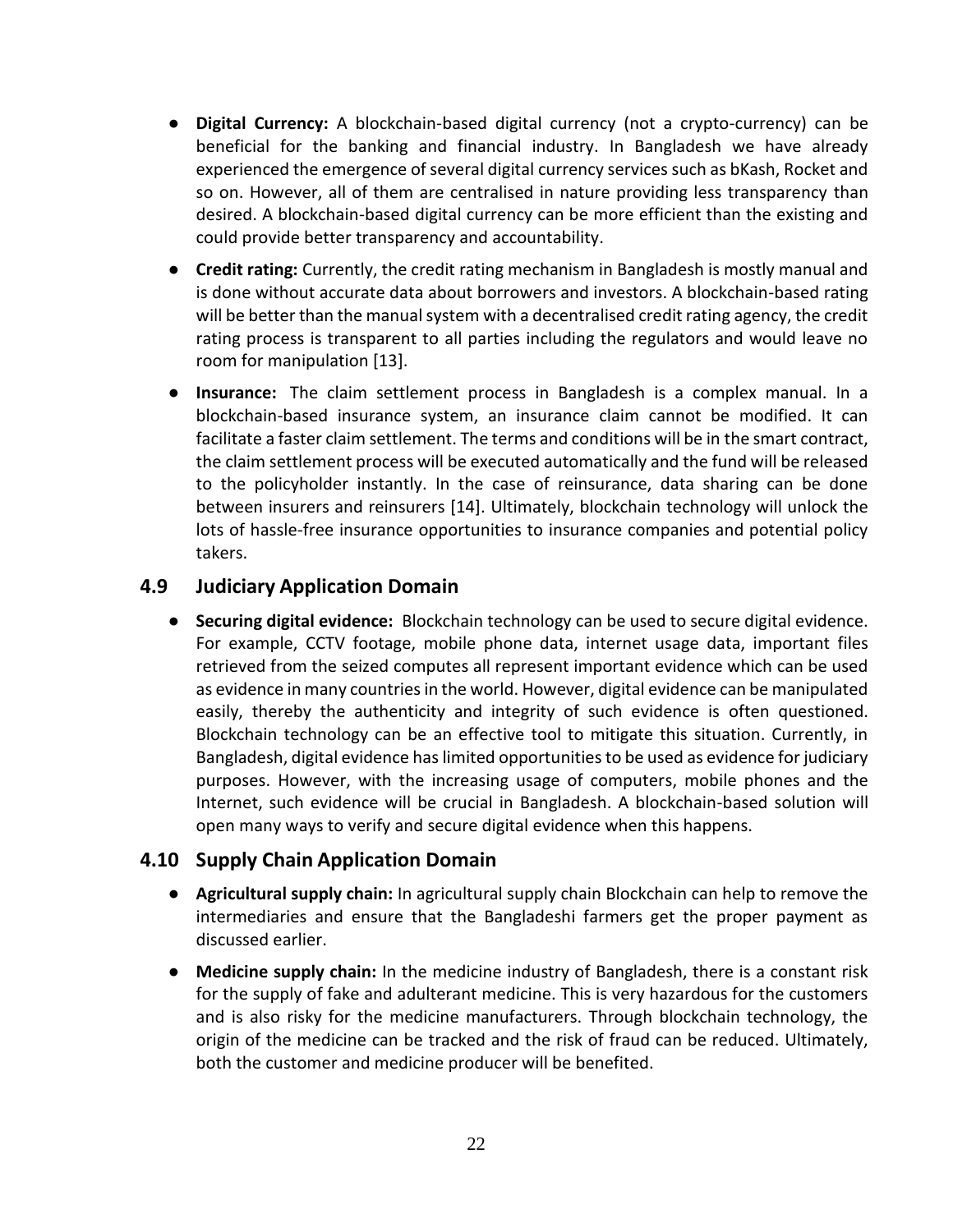- **Digital Currency:** A blockchain-based digital currency (not a crypto-currency) can be beneficial for the banking and financial industry. In Bangladesh we have already experienced the emergence of several digital currency services such as bKash, Rocket and so on. However, all of them are centralised in nature providing less transparency than desired. A blockchain-based digital currency can be more efficient than the existing and could provide better transparency and accountability.
- **Credit rating:** Currently, the credit rating mechanism in Bangladesh is mostly manual and is done without accurate data about borrowers and investors. A blockchain-based rating will be better than the manual system with a decentralised credit rating agency, the credit rating process is transparent to all parties including the regulators and would leave no room for manipulation [13].
- **Insurance:** The claim settlement process in Bangladesh is a complex manual. In a blockchain-based insurance system, an insurance claim cannot be modified. It can facilitate a faster claim settlement. The terms and conditions will be in the smart contract, the claim settlement process will be executed automatically and the fund will be released to the policyholder instantly. In the case of reinsurance, data sharing can be done between insurers and reinsurers [14]. Ultimately, blockchain technology will unlock the lots of hassle-free insurance opportunities to insurance companies and potential policy takers.

## 4.9 Judiciary Application Domain

- **Securing digital evidence:** Blockchain technology can be used to secure digital evidence. For example, CCTV footage, mobile phone data, internet usage data, important files retrieved from the seized computes all represent important evidence which can be used as evidence in many countries in the world. However, digital evidence can be manipulated easily, thereby the authenticity and integrity of such evidence is often questioned. Blockchain technology can be an effective tool to mitigate this situation. Currently, in Bangladesh, digital evidence has limited opportunities to be used as evidence for judiciary purposes. However, with the increasing usage of computers, mobile phones and the Internet, such evidence will be crucial in Bangladesh. A blockchain-based solution will open many ways to verify and secure digital evidence when this happens.

## 4.10 Supply Chain Application Domain

- **Agricultural supply chain:** In agricultural supply chain Blockchain can help to remove the intermediaries and ensure that the Bangladeshi farmers get the proper payment as discussed earlier.
- **Medicine supply chain:** In the medicine industry of Bangladesh, there is a constant risk for the supply of fake and adulterant medicine. This is very hazardous for the customers and is also risky for the medicine manufacturers. Through blockchain technology, the origin of the medicine can be tracked and the risk of fraud can be reduced. Ultimately, both the customer and medicine producer will be benefited.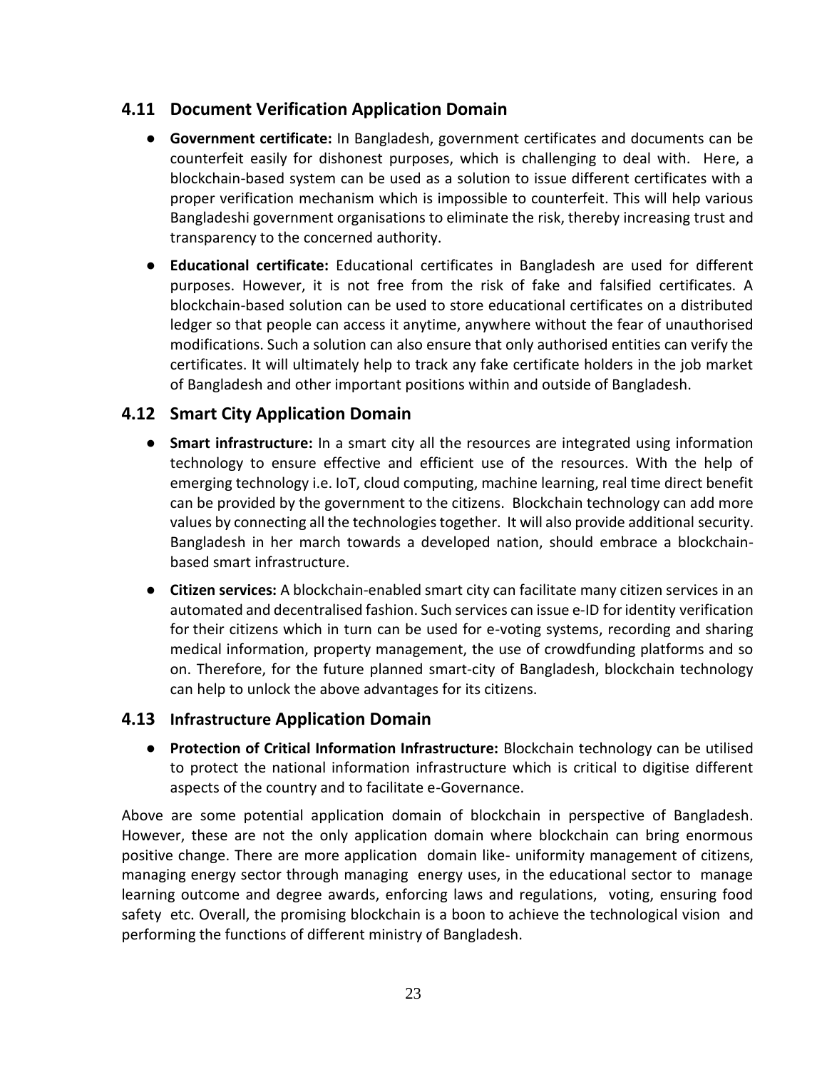## 4.11 Document Verification Application Domain

- **Government certificate:** In Bangladesh, government certificates and documents can be counterfeit easily for dishonest purposes, which is challenging to deal with. Here, a blockchain-based system can be used as a solution to issue different certificates with a proper verification mechanism which is impossible to counterfeit. This will help various Bangladeshi government organisations to eliminate the risk, thereby increasing trust and transparency to the concerned authority.
- **Educational certificate:** Educational certificates in Bangladesh are used for different purposes. However, it is not free from the risk of fake and falsified certificates. A blockchain-based solution can be used to store educational certificates on a distributed ledger so that people can access it anytime, anywhere without the fear of unauthorised modifications. Such a solution can also ensure that only authorised entities can verify the certificates. It will ultimately help to track any fake certificate holders in the job market of Bangladesh and other important positions within and outside of Bangladesh.

## 4.12 Smart City Application Domain

- **Smart infrastructure:** In a smart city all the resources are integrated using information technology to ensure effective and efficient use of the resources. With the help of emerging technology i.e. IoT, cloud computing, machine learning, real time direct benefit can be provided by the government to the citizens. Blockchain technology can add more values by connecting all the technologies together. It will also provide additional security. Bangladesh in her march towards a developed nation, should embrace a blockchain-based smart infrastructure.
- **Citizen services:** A blockchain-enabled smart city can facilitate many citizen services in an automated and decentralised fashion. Such services can issue e-ID for identity verification for their citizens which in turn can be used for e-voting systems, recording and sharing medical information, property management, the use of crowdfunding platforms and so on. Therefore, for the future planned smart-city of Bangladesh, blockchain technology can help to unlock the above advantages for its citizens.

## 4.13 Infrastructure Application Domain

- **Protection of Critical Information Infrastructure:** Blockchain technology can be utilised to protect the national information infrastructure which is critical to digitise different aspects of the country and to facilitate e-Governance.

Above are some potential application domain of blockchain in perspective of Bangladesh. However, these are not the only application domain where blockchain can bring enormous positive change. There are more application domain like- uniformity management of citizens, managing energy sector through managing energy uses, in the educational sector to manage learning outcome and degree awards, enforcing laws and regulations, voting, ensuring food safety etc. Overall, the promising blockchain is a boon to achieve the technological vision and performing the functions of different ministry of Bangladesh.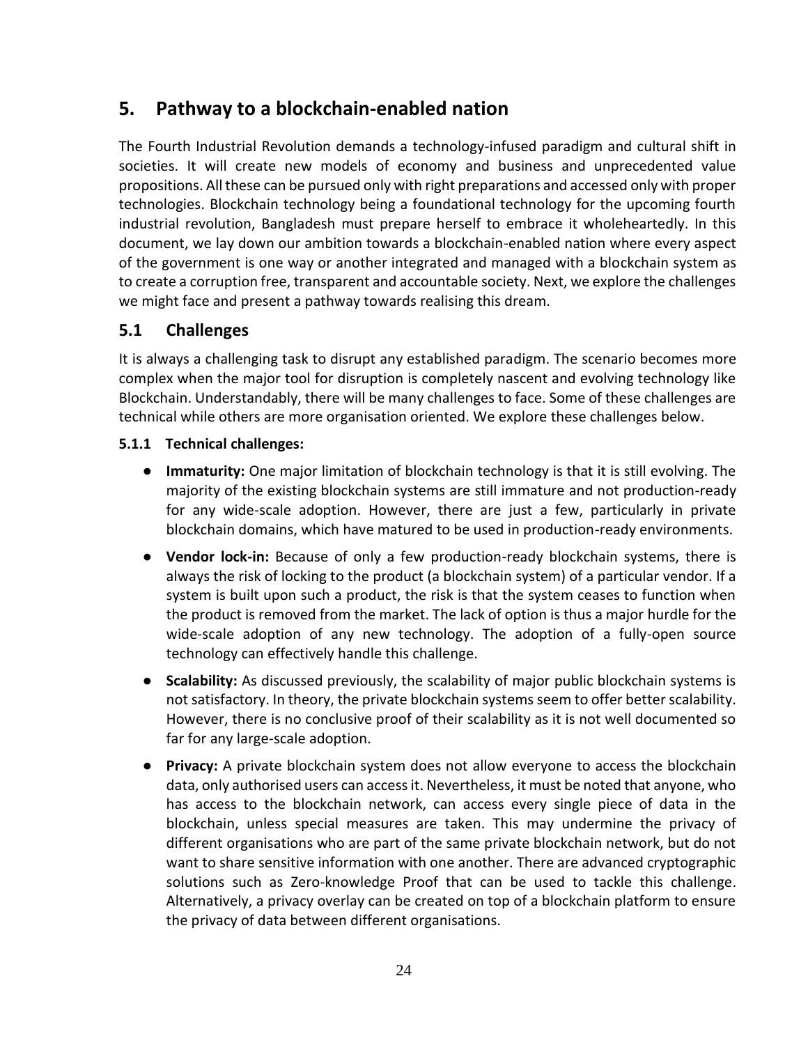# 5. Pathway to a blockchain-enabled nation

The Fourth Industrial Revolution demands a technology-infused paradigm and cultural shift in societies. It will create new models of economy and business and unprecedented value propositions. All these can be pursued only with right preparations and accessed only with proper technologies. Blockchain technology being a foundational technology for the upcoming fourth industrial revolution, Bangladesh must prepare herself to embrace it wholeheartedly. In this document, we lay down our ambition towards a blockchain-enabled nation where every aspect of the government is one way or another integrated and managed with a blockchain system as to create a corruption free, transparent and accountable society. Next, we explore the challenges we might face and present a pathway towards realising this dream.

## 5.1 Challenges

It is always a challenging task to disrupt any established paradigm. The scenario becomes more complex when the major tool for disruption is completely nascent and evolving technology like Blockchain. Understandably, there will be many challenges to face. Some of these challenges are technical while others are more organisation oriented. We explore these challenges below.

### 5.1.1 Technical challenges:

- **Immaturity:** One major limitation of blockchain technology is that it is still evolving. The majority of the existing blockchain systems are still immature and not production-ready for any wide-scale adoption. However, there are just a few, particularly in private blockchain domains, which have matured to be used in production-ready environments.
- **Vendor lock-in:** Because of only a few production-ready blockchain systems, there is always the risk of locking to the product (a blockchain system) of a particular vendor. If a system is built upon such a product, the risk is that the system ceases to function when the product is removed from the market. The lack of option is thus a major hurdle for the wide-scale adoption of any new technology. The adoption of a fully-open source technology can effectively handle this challenge.
- **Scalability:** As discussed previously, the scalability of major public blockchain systems is not satisfactory. In theory, the private blockchain systems seem to offer better scalability. However, there is no conclusive proof of their scalability as it is not well documented so far for any large-scale adoption.
- **Privacy:** A private blockchain system does not allow everyone to access the blockchain data, only authorised users can access it. Nevertheless, it must be noted that anyone, who has access to the blockchain network, can access every single piece of data in the blockchain, unless special measures are taken. This may undermine the privacy of different organisations who are part of the same private blockchain network, but do not want to share sensitive information with one another. There are advanced cryptographic solutions such as Zero-knowledge Proof that can be used to tackle this challenge. Alternatively, a privacy overlay can be created on top of a blockchain platform to ensure the privacy of data between different organisations.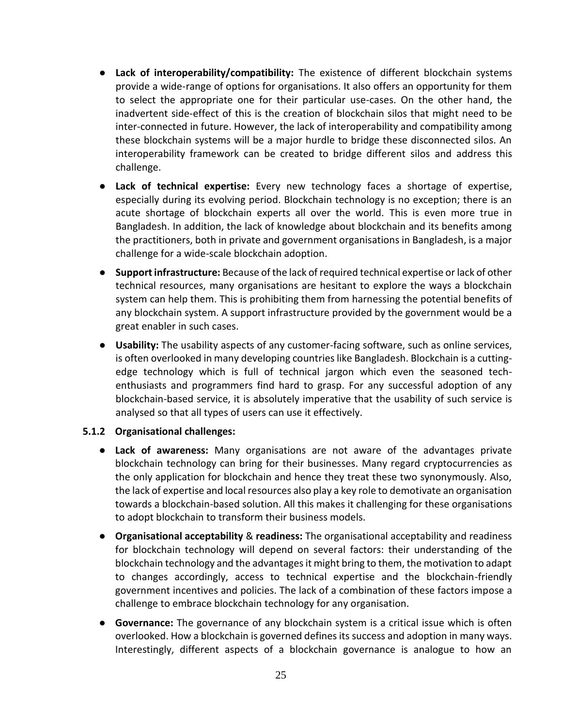- **Lack of interoperability/compatibility:** The existence of different blockchain systems provide a wide-range of options for organisations. It also offers an opportunity for them to select the appropriate one for their particular use-cases. On the other hand, the inadvertent side-effect of this is the creation of blockchain silos that might need to be inter-connected in future. However, the lack of interoperability and compatibility among these blockchain systems will be a major hurdle to bridge these disconnected silos. An interoperability framework can be created to bridge different silos and address this challenge.
- **Lack of technical expertise:** Every new technology faces a shortage of expertise, especially during its evolving period. Blockchain technology is no exception; there is an acute shortage of blockchain experts all over the world. This is even more true in Bangladesh. In addition, the lack of knowledge about blockchain and its benefits among the practitioners, both in private and government organisations in Bangladesh, is a major challenge for a wide-scale blockchain adoption.
- **Support infrastructure:** Because of the lack of required technical expertise or lack of other technical resources, many organisations are hesitant to explore the ways a blockchain system can help them. This is prohibiting them from harnessing the potential benefits of any blockchain system. A support infrastructure provided by the government would be a great enabler in such cases.
- **Usability:** The usability aspects of any customer-facing software, such as online services, is often overlooked in many developing countries like Bangladesh. Blockchain is a cutting-edge technology which is full of technical jargon which even the seasoned tech-enthusiasts and programmers find hard to grasp. For any successful adoption of any blockchain-based service, it is absolutely imperative that the usability of such service is analysed so that all types of users can use it effectively.

### 5.1.2 Organisational challenges:

- **Lack of awareness:** Many organisations are not aware of the advantages private blockchain technology can bring for their businesses. Many regard cryptocurrencies as the only application for blockchain and hence they treat these two synonymously. Also, the lack of expertise and local resources also play a key role to demotivate an organisation towards a blockchain-based solution. All this makes it challenging for these organisations to adopt blockchain to transform their business models.
- **Organisational acceptability** & **readiness:** The organisational acceptability and readiness for blockchain technology will depend on several factors: their understanding of the blockchain technology and the advantages it might bring to them, the motivation to adapt to changes accordingly, access to technical expertise and the blockchain-friendly government incentives and policies. The lack of a combination of these factors impose a challenge to embrace blockchain technology for any organisation.
- **Governance:** The governance of any blockchain system is a critical issue which is often overlooked. How a blockchain is governed defines its success and adoption in many ways. Interestingly, different aspects of a blockchain governance is analogue to how an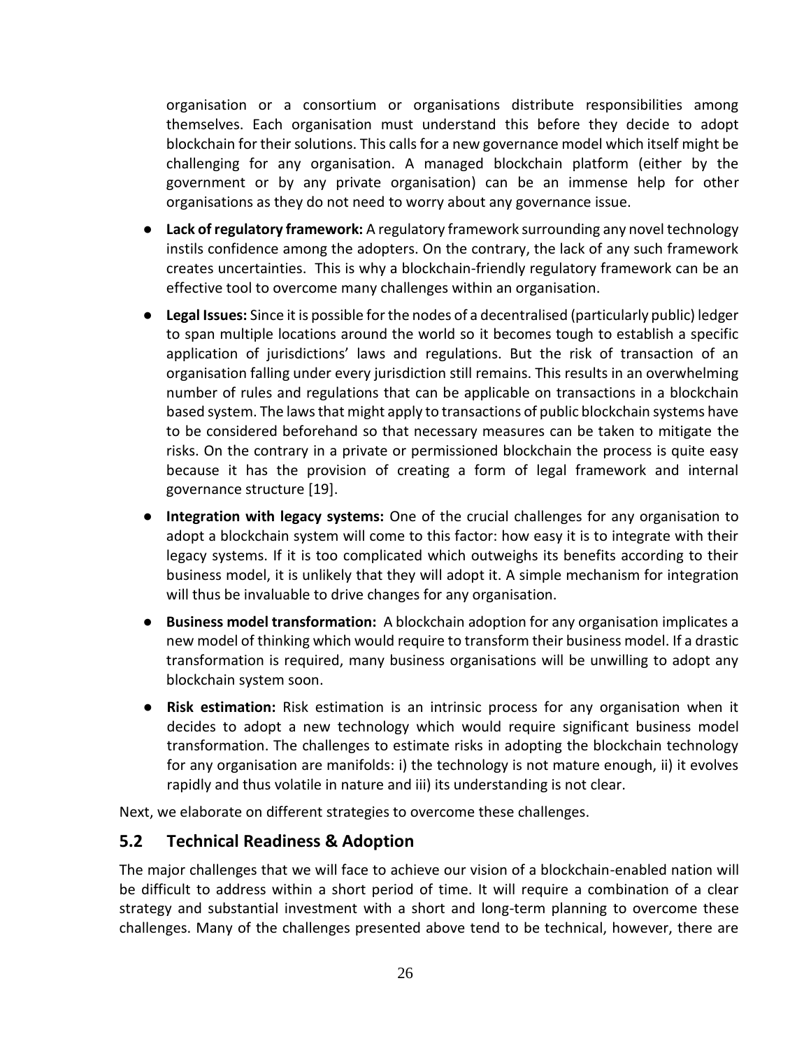organisation or a consortium or organisations distribute responsibilities among themselves. Each organisation must understand this before they decide to adopt blockchain for their solutions. This calls for a new governance model which itself might be challenging for any organisation. A managed blockchain platform (either by the government or by any private organisation) can be an immense help for other organisations as they do not need to worry about any governance issue.

- **Lack of regulatory framework:** A regulatory framework surrounding any novel technology instils confidence among the adopters. On the contrary, the lack of any such framework creates uncertainties. This is why a blockchain-friendly regulatory framework can be an effective tool to overcome many challenges within an organisation.
- **Legal Issues:** Since it is possible for the nodes of a decentralised (particularly public) ledger to span multiple locations around the world so it becomes tough to establish a specific application of jurisdictions' laws and regulations. But the risk of transaction of an organisation falling under every jurisdiction still remains. This results in an overwhelming number of rules and regulations that can be applicable on transactions in a blockchain based system. The laws that might apply to transactions of public blockchain systems have to be considered beforehand so that necessary measures can be taken to mitigate the risks. On the contrary in a private or permissioned blockchain the process is quite easy because it has the provision of creating a form of legal framework and internal governance structure [19].
- **Integration with legacy systems:** One of the crucial challenges for any organisation to adopt a blockchain system will come to this factor: how easy it is to integrate with their legacy systems. If it is too complicated which outweighs its benefits according to their business model, it is unlikely that they will adopt it. A simple mechanism for integration will thus be invaluable to drive changes for any organisation.
- **Business model transformation:** A blockchain adoption for any organisation implicates a new model of thinking which would require to transform their business model. If a drastic transformation is required, many business organisations will be unwilling to adopt any blockchain system soon.
- **Risk estimation:** Risk estimation is an intrinsic process for any organisation when it decides to adopt a new technology which would require significant business model transformation. The challenges to estimate risks in adopting the blockchain technology for any organisation are manifolds: i) the technology is not mature enough, ii) it evolves rapidly and thus volatile in nature and iii) its understanding is not clear.

Next, we elaborate on different strategies to overcome these challenges.

## 5.2 Technical Readiness & Adoption

The major challenges that we will face to achieve our vision of a blockchain-enabled nation will be difficult to address within a short period of time. It will require a combination of a clear strategy and substantial investment with a short and long-term planning to overcome these challenges. Many of the challenges presented above tend to be technical, however, there are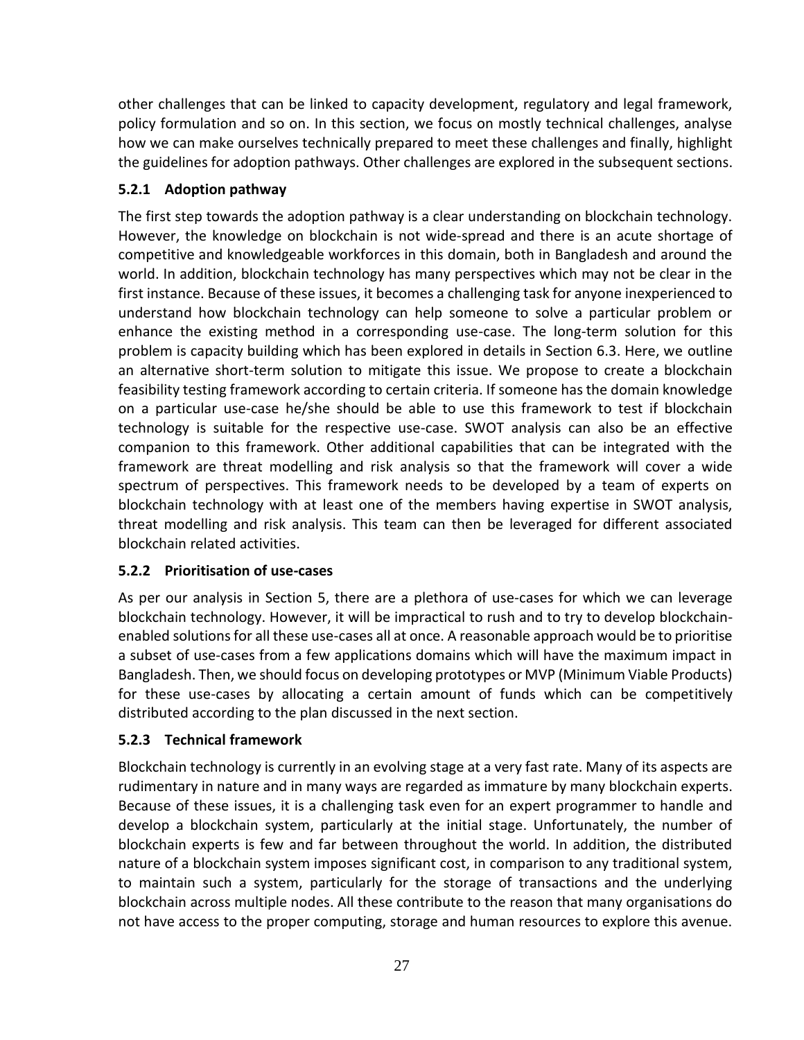other challenges that can be linked to capacity development, regulatory and legal framework, policy formulation and so on. In this section, we focus on mostly technical challenges, analyse how we can make ourselves technically prepared to meet these challenges and finally, highlight the guidelines for adoption pathways. Other challenges are explored in the subsequent sections.

### 5.2.1 Adoption pathway

The first step towards the adoption pathway is a clear understanding on blockchain technology. However, the knowledge on blockchain is not wide-spread and there is an acute shortage of competitive and knowledgeable workforces in this domain, both in Bangladesh and around the world. In addition, blockchain technology has many perspectives which may not be clear in the first instance. Because of these issues, it becomes a challenging task for anyone inexperienced to understand how blockchain technology can help someone to solve a particular problem or enhance the existing method in a corresponding use-case. The long-term solution for this problem is capacity building which has been explored in details in Section 6.3. Here, we outline an alternative short-term solution to mitigate this issue. We propose to create a blockchain feasibility testing framework according to certain criteria. If someone has the domain knowledge on a particular use-case he/she should be able to use this framework to test if blockchain technology is suitable for the respective use-case. SWOT analysis can also be an effective companion to this framework. Other additional capabilities that can be integrated with the framework are threat modelling and risk analysis so that the framework will cover a wide spectrum of perspectives. This framework needs to be developed by a team of experts on blockchain technology with at least one of the members having expertise in SWOT analysis, threat modelling and risk analysis. This team can then be leveraged for different associated blockchain related activities.

### 5.2.2 Prioritisation of use-cases

As per our analysis in Section 5, there are a plethora of use-cases for which we can leverage blockchain technology. However, it will be impractical to rush and to try to develop blockchain-enabled solutions for all these use-cases all at once. A reasonable approach would be to prioritise a subset of use-cases from a few applications domains which will have the maximum impact in Bangladesh. Then, we should focus on developing prototypes or MVP (Minimum Viable Products) for these use-cases by allocating a certain amount of funds which can be competitively distributed according to the plan discussed in the next section.

### 5.2.3 Technical framework

Blockchain technology is currently in an evolving stage at a very fast rate. Many of its aspects are rudimentary in nature and in many ways are regarded as immature by many blockchain experts. Because of these issues, it is a challenging task even for an expert programmer to handle and develop a blockchain system, particularly at the initial stage. Unfortunately, the number of blockchain experts is few and far between throughout the world. In addition, the distributed nature of a blockchain system imposes significant cost, in comparison to any traditional system, to maintain such a system, particularly for the storage of transactions and the underlying blockchain across multiple nodes. All these contribute to the reason that many organisations do not have access to the proper computing, storage and human resources to explore this avenue.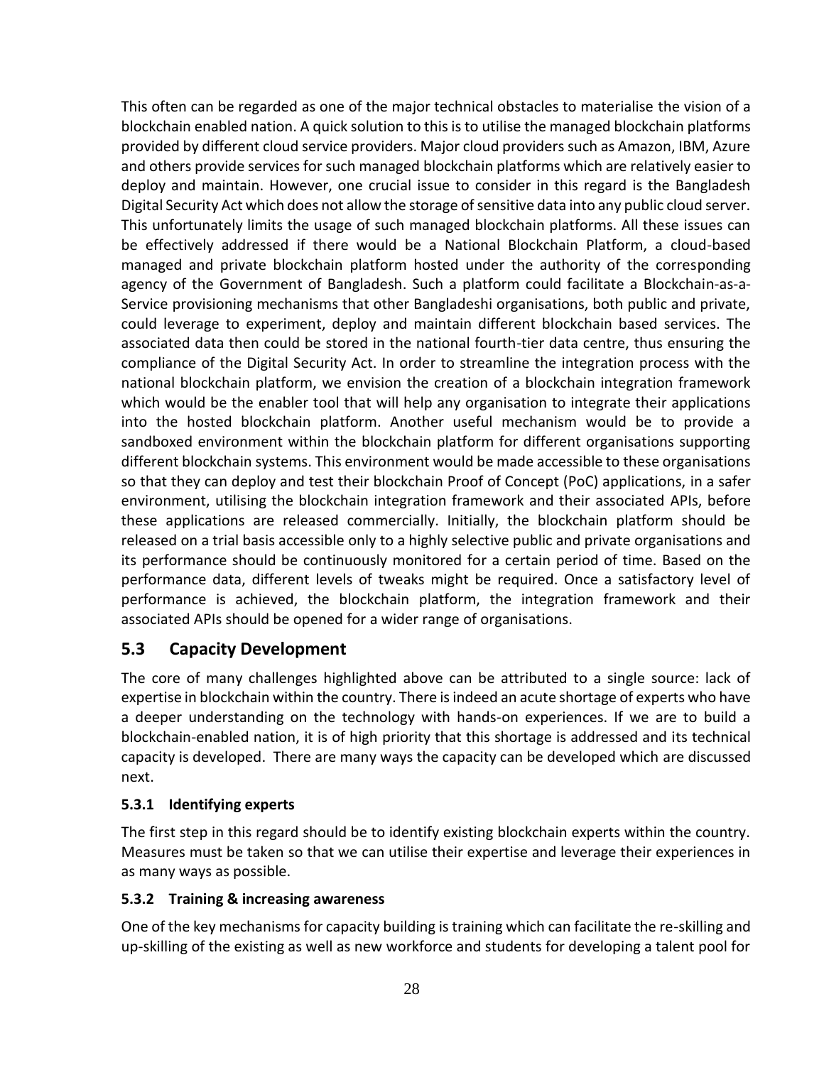This often can be regarded as one of the major technical obstacles to materialise the vision of a blockchain enabled nation. A quick solution to this is to utilise the managed blockchain platforms provided by different cloud service providers. Major cloud providers such as Amazon, IBM, Azure and others provide services for such managed blockchain platforms which are relatively easier to deploy and maintain. However, one crucial issue to consider in this regard is the Bangladesh Digital Security Act which does not allow the storage of sensitive data into any public cloud server. This unfortunately limits the usage of such managed blockchain platforms. All these issues can be effectively addressed if there would be a National Blockchain Platform, a cloud-based managed and private blockchain platform hosted under the authority of the corresponding agency of the Government of Bangladesh. Such a platform could facilitate a Blockchain-as-a-Service provisioning mechanisms that other Bangladeshi organisations, both public and private, could leverage to experiment, deploy and maintain different blockchain based services. The associated data then could be stored in the national fourth-tier data centre, thus ensuring the compliance of the Digital Security Act. In order to streamline the integration process with the national blockchain platform, we envision the creation of a blockchain integration framework which would be the enabler tool that will help any organisation to integrate their applications into the hosted blockchain platform. Another useful mechanism would be to provide a sandboxed environment within the blockchain platform for different organisations supporting different blockchain systems. This environment would be made accessible to these organisations so that they can deploy and test their blockchain Proof of Concept (PoC) applications, in a safer environment, utilising the blockchain integration framework and their associated APIs, before these applications are released commercially. Initially, the blockchain platform should be released on a trial basis accessible only to a highly selective public and private organisations and its performance should be continuously monitored for a certain period of time. Based on the performance data, different levels of tweaks might be required. Once a satisfactory level of performance is achieved, the blockchain platform, the integration framework and their associated APIs should be opened for a wider range of organisations.

## 5.3 Capacity Development

The core of many challenges highlighted above can be attributed to a single source: lack of expertise in blockchain within the country. There is indeed an acute shortage of experts who have a deeper understanding on the technology with hands-on experiences. If we are to build a blockchain-enabled nation, it is of high priority that this shortage is addressed and its technical capacity is developed. There are many ways the capacity can be developed which are discussed next.

### 5.3.1 Identifying experts

The first step in this regard should be to identify existing blockchain experts within the country. Measures must be taken so that we can utilise their expertise and leverage their experiences in as many ways as possible.

### 5.3.2 Training & increasing awareness

One of the key mechanisms for capacity building is training which can facilitate the re-skilling and up-skilling of the existing as well as new workforce and students for developing a talent pool for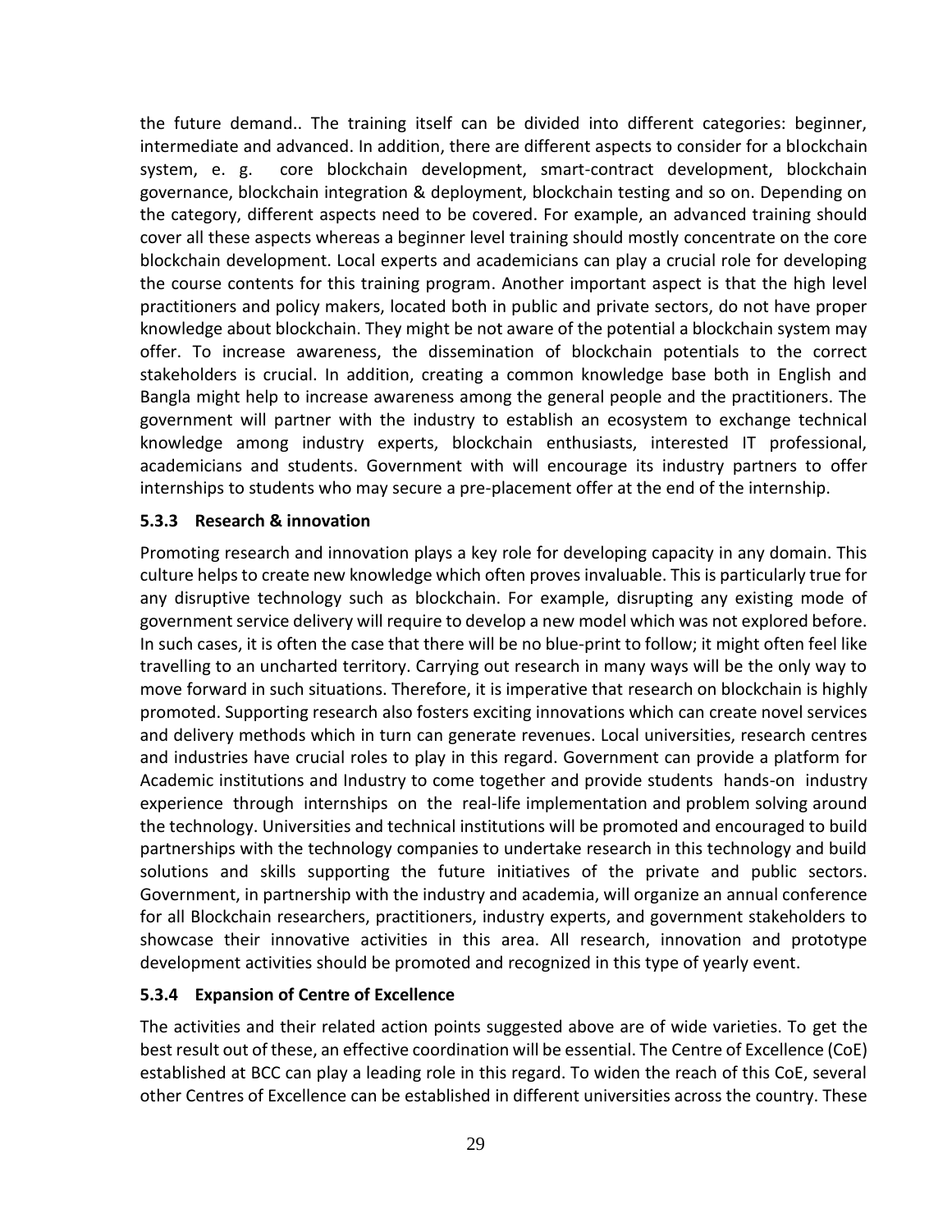the future demand.. The training itself can be divided into different categories: beginner, intermediate and advanced. In addition, there are different aspects to consider for a blockchain system, e. g. core blockchain development, smart-contract development, blockchain governance, blockchain integration & deployment, blockchain testing and so on. Depending on the category, different aspects need to be covered. For example, an advanced training should cover all these aspects whereas a beginner level training should mostly concentrate on the core blockchain development. Local experts and academicians can play a crucial role for developing the course contents for this training program. Another important aspect is that the high level practitioners and policy makers, located both in public and private sectors, do not have proper knowledge about blockchain. They might be not aware of the potential a blockchain system may offer. To increase awareness, the dissemination of blockchain potentials to the correct stakeholders is crucial. In addition, creating a common knowledge base both in English and Bangla might help to increase awareness among the general people and the practitioners. The government will partner with the industry to establish an ecosystem to exchange technical knowledge among industry experts, blockchain enthusiasts, interested IT professional, academicians and students. Government with will encourage its industry partners to offer internships to students who may secure a pre-placement offer at the end of the internship.

### 5.3.3 Research & innovation

Promoting research and innovation plays a key role for developing capacity in any domain. This culture helps to create new knowledge which often proves invaluable. This is particularly true for any disruptive technology such as blockchain. For example, disrupting any existing mode of government service delivery will require to develop a new model which was not explored before. In such cases, it is often the case that there will be no blue-print to follow; it might often feel like travelling to an uncharted territory. Carrying out research in many ways will be the only way to move forward in such situations. Therefore, it is imperative that research on blockchain is highly promoted. Supporting research also fosters exciting innovations which can create novel services and delivery methods which in turn can generate revenues. Local universities, research centres and industries have crucial roles to play in this regard. Government can provide a platform for Academic institutions and Industry to come together and provide students hands-on industry experience through internships on the real-life implementation and problem solving around the technology. Universities and technical institutions will be promoted and encouraged to build partnerships with the technology companies to undertake research in this technology and build solutions and skills supporting the future initiatives of the private and public sectors. Government, in partnership with the industry and academia, will organize an annual conference for all Blockchain researchers, practitioners, industry experts, and government stakeholders to showcase their innovative activities in this area. All research, innovation and prototype development activities should be promoted and recognized in this type of yearly event.

### 5.3.4 Expansion of Centre of Excellence

The activities and their related action points suggested above are of wide varieties. To get the best result out of these, an effective coordination will be essential. The Centre of Excellence (CoE) established at BCC can play a leading role in this regard. To widen the reach of this CoE, several other Centres of Excellence can be established in different universities across the country. These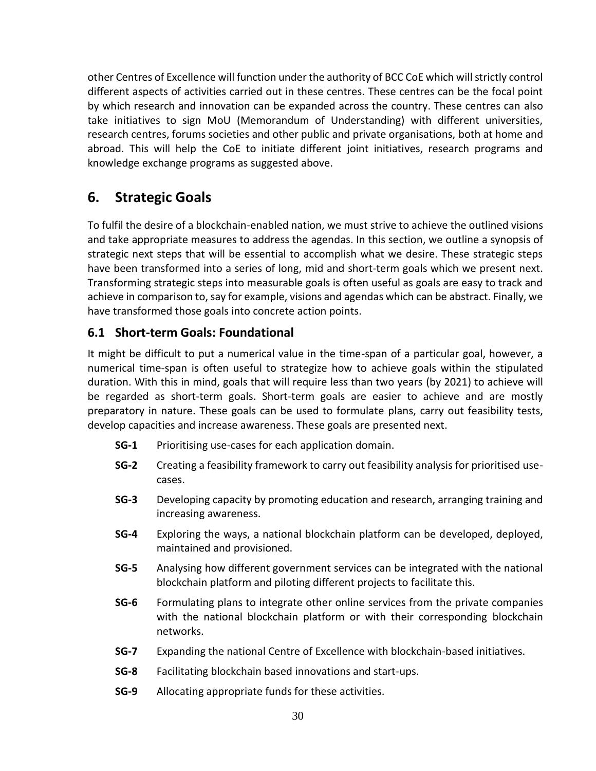other Centres of Excellence will function under the authority of BCC CoE which will strictly control different aspects of activities carried out in these centres. These centres can be the focal point by which research and innovation can be expanded across the country. These centres can also take initiatives to sign MoU (Memorandum of Understanding) with different universities, research centres, forums societies and other public and private organisations, both at home and abroad. This will help the CoE to initiate different joint initiatives, research programs and knowledge exchange programs as suggested above.

# 6. Strategic Goals

To fulfil the desire of a blockchain-enabled nation, we must strive to achieve the outlined visions and take appropriate measures to address the agendas. In this section, we outline a synopsis of strategic next steps that will be essential to accomplish what we desire. These strategic steps have been transformed into a series of long, mid and short-term goals which we present next. Transforming strategic steps into measurable goals is often useful as goals are easy to track and achieve in comparison to, say for example, visions and agendas which can be abstract. Finally, we have transformed those goals into concrete action points.

## 6.1 Short-term Goals: Foundational

It might be difficult to put a numerical value in the time-span of a particular goal, however, a numerical time-span is often useful to strategize how to achieve goals within the stipulated duration. With this in mind, goals that will require less than two years (by 2021) to achieve will be regarded as short-term goals. Short-term goals are easier to achieve and are mostly preparatory in nature. These goals can be used to formulate plans, carry out feasibility tests, develop capacities and increase awareness. These goals are presented next.

- **SG-1** Prioritising use-cases for each application domain.
- **SG-2** Creating a feasibility framework to carry out feasibility analysis for prioritised use-cases.
- **SG-3** Developing capacity by promoting education and research, arranging training and increasing awareness.
- **SG-4** Exploring the ways, a national blockchain platform can be developed, deployed, maintained and provisioned.
- **SG-5** Analysing how different government services can be integrated with the national blockchain platform and piloting different projects to facilitate this.
- **SG-6** Formulating plans to integrate other online services from the private companies with the national blockchain platform or with their corresponding blockchain networks.
- **SG-7** Expanding the national Centre of Excellence with blockchain-based initiatives.
- **SG-8** Facilitating blockchain based innovations and start-ups.
- **SG-9** Allocating appropriate funds for these activities.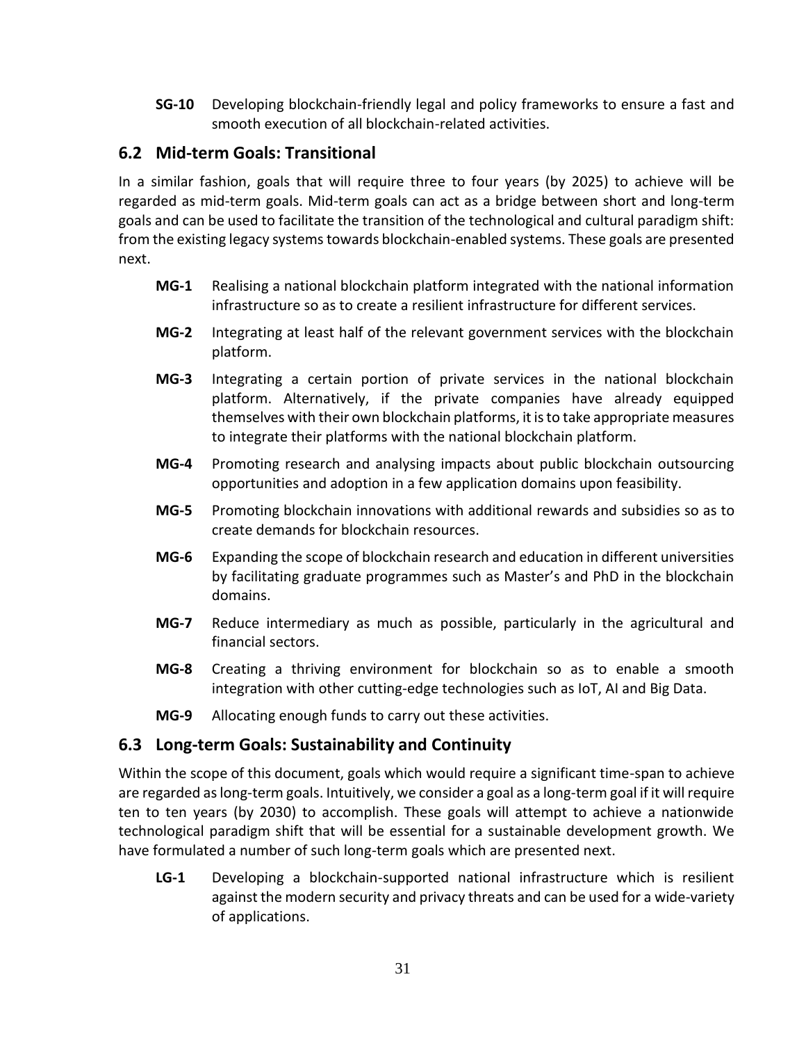**SG-10** Developing blockchain-friendly legal and policy frameworks to ensure a fast and smooth execution of all blockchain-related activities.

## 6.2 Mid-term Goals: Transitional

In a similar fashion, goals that will require three to four years (by 2025) to achieve will be regarded as mid-term goals. Mid-term goals can act as a bridge between short and long-term goals and can be used to facilitate the transition of the technological and cultural paradigm shift: from the existing legacy systems towards blockchain-enabled systems. These goals are presented next.

**MG-1** Realising a national blockchain platform integrated with the national information infrastructure so as to create a resilient infrastructure for different services.

**MG-2** Integrating at least half of the relevant government services with the blockchain platform.

**MG-3** Integrating a certain portion of private services in the national blockchain platform. Alternatively, if the private companies have already equipped themselves with their own blockchain platforms, it is to take appropriate measures to integrate their platforms with the national blockchain platform.

**MG-4** Promoting research and analysing impacts about public blockchain outsourcing opportunities and adoption in a few application domains upon feasibility.

**MG-5** Promoting blockchain innovations with additional rewards and subsidies so as to create demands for blockchain resources.

**MG-6** Expanding the scope of blockchain research and education in different universities by facilitating graduate programmes such as Master's and PhD in the blockchain domains.

**MG-7** Reduce intermediary as much as possible, particularly in the agricultural and financial sectors.

**MG-8** Creating a thriving environment for blockchain so as to enable a smooth integration with other cutting-edge technologies such as IoT, AI and Big Data.

**MG-9** Allocating enough funds to carry out these activities.

## 6.3 Long-term Goals: Sustainability and Continuity

Within the scope of this document, goals which would require a significant time-span to achieve are regarded as long-term goals. Intuitively, we consider a goal as a long-term goal if it will require ten to ten years (by 2030) to accomplish. These goals will attempt to achieve a nationwide technological paradigm shift that will be essential for a sustainable development growth. We have formulated a number of such long-term goals which are presented next.

**LG-1** Developing a blockchain-supported national infrastructure which is resilient against the modern security and privacy threats and can be used for a wide-variety of applications.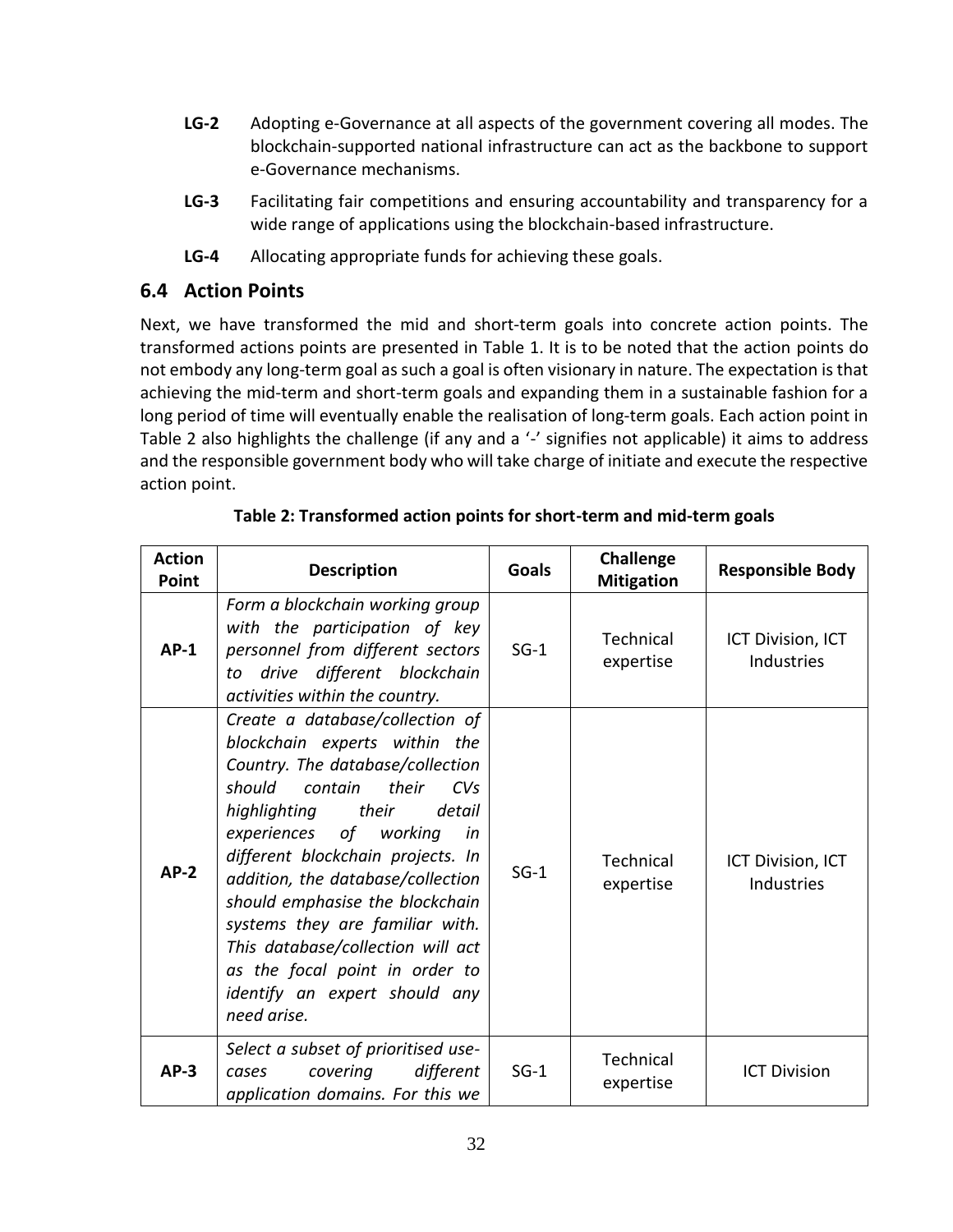**LG-2** Adopting e-Governance at all aspects of the government covering all modes. The blockchain-supported national infrastructure can act as the backbone to support e-Governance mechanisms.

**LG-3** Facilitating fair competitions and ensuring accountability and transparency for a wide range of applications using the blockchain-based infrastructure.

**LG-4** Allocating appropriate funds for achieving these goals.

## 6.4 Action Points

Next, we have transformed the mid and short-term goals into concrete action points. The transformed actions points are presented in Table 1. It is to be noted that the action points do not embody any long-term goal as such a goal is often visionary in nature. The expectation is that achieving the mid-term and short-term goals and expanding them in a sustainable fashion for a long period of time will eventually enable the realisation of long-term goals. Each action point in Table 2 also highlights the challenge (if any and a '-' signifies not applicable) it aims to address and the responsible government body who will take charge of initiate and execute the respective action point.

**Table 2: Transformed action points for short-term and mid-term goals**

| Action Point | Description | Goals | Challenge Mitigation | Responsible Body |
|---|---|---|---|---|
| **AP-1** | *Form a blockchain working group with the participation of key personnel from different sectors to drive different blockchain activities within the country.* | SG-1 | Technical expertise | ICT Division, ICT Industries |
| **AP-2** | *Create a database/collection of blockchain experts within the Country. The database/collection should contain their CVs highlighting their detail experiences of working in different blockchain projects. In addition, the database/collection should emphasise the blockchain systems they are familiar with. This database/collection will act as the focal point in order to identify an expert should any need arise.* | SG-1 | Technical expertise | ICT Division, ICT Industries |
| **AP-3** | *Select a subset of prioritised use-cases covering different application domains. For this we* | SG-1 | Technical expertise | ICT Division |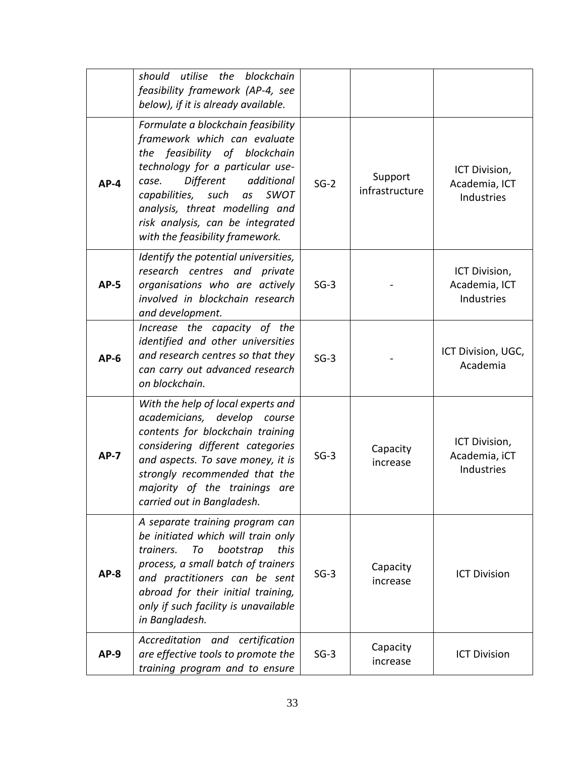| | | | | |
|---|---|---|---|---|
| | *should utilise the blockchain feasibility framework (AP-4, see below), if it is already available.* | | | |
| **AP-4** | *Formulate a blockchain feasibility framework which can evaluate the feasibility of blockchain technology for a particular use-case. Different additional capabilities, such as SWOT analysis, threat modelling and risk analysis, can be integrated with the feasibility framework.* | SG-2 | Support infrastructure | ICT Division, Academia, ICT Industries |
| **AP-5** | *Identify the potential universities, research centres and private organisations who are actively involved in blockchain research and development.* | SG-3 | - | ICT Division, Academia, ICT Industries |
| **AP-6** | *Increase the capacity of the identified and other universities and research centres so that they can carry out advanced research on blockchain.* | SG-3 | - | ICT Division, UGC, Academia |
| **AP-7** | *With the help of local experts and academicians, develop course contents for blockchain training considering different categories and aspects. To save money, it is strongly recommended that the majority of the trainings are carried out in Bangladesh.* | SG-3 | Capacity increase | ICT Division, Academia, iCT Industries |
| **AP-8** | *A separate training program can be initiated which will train only trainers. To bootstrap this process, a small batch of trainers and practitioners can be sent abroad for their initial training, only if such facility is unavailable in Bangladesh.* | SG-3 | Capacity increase | ICT Division |
| **AP-9** | *Accreditation and certification are effective tools to promote the training program and to ensure* | SG-3 | Capacity increase | ICT Division |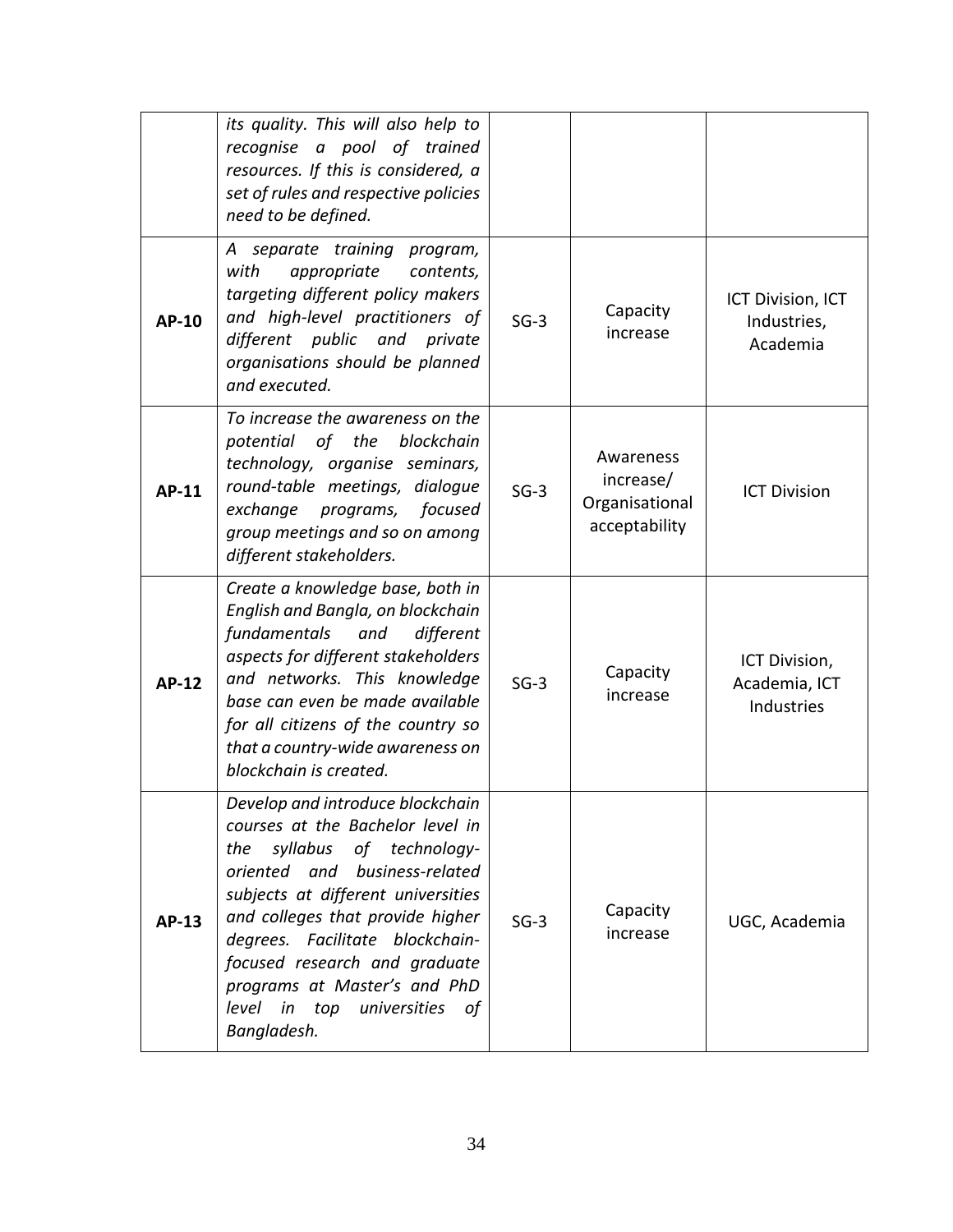| | | | | |
|---|---|---|---|---|
| | *its quality. This will also help to recognise a pool of trained resources. If this is considered, a set of rules and respective policies need to be defined.* | | | |
| **AP-10** | *A separate training program, with appropriate contents, targeting different policy makers and high-level practitioners of different public and private organisations should be planned and executed.* | SG-3 | Capacity increase | ICT Division, ICT Industries, Academia |
| **AP-11** | *To increase the awareness on the potential of the blockchain technology, organise seminars, round-table meetings, dialogue exchange programs, focused group meetings and so on among different stakeholders.* | SG-3 | Awareness increase/ Organisational acceptability | ICT Division |
| **AP-12** | *Create a knowledge base, both in English and Bangla, on blockchain fundamentals and different aspects for different stakeholders and networks. This knowledge base can even be made available for all citizens of the country so that a country-wide awareness on blockchain is created.* | SG-3 | Capacity increase | ICT Division, Academia, ICT Industries |
| **AP-13** | *Develop and introduce blockchain courses at the Bachelor level in the syllabus of technology-oriented and business-related subjects at different universities and colleges that provide higher degrees. Facilitate blockchain-focused research and graduate programs at Master's and PhD level in top universities of Bangladesh.* | SG-3 | Capacity increase | UGC, Academia |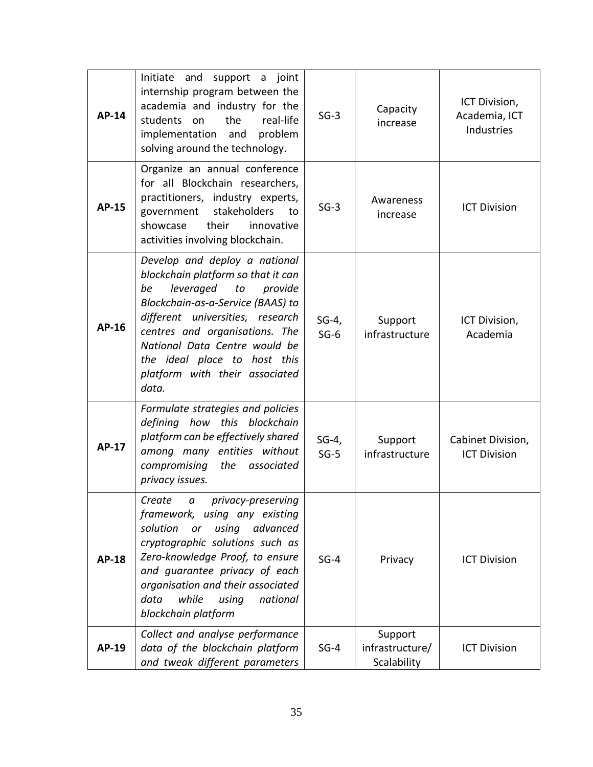| | | | | |
|---|---|---|---|---|
| **AP-14** | Initiate and support a joint internship program between the academia and industry for the students on the real-life implementation and problem solving around the technology. | SG-3 | Capacity increase | ICT Division, Academia, ICT Industries |
| **AP-15** | Organize an annual conference for all Blockchain researchers, practitioners, industry experts, government stakeholders to showcase their innovative activities involving blockchain. | SG-3 | Awareness increase | ICT Division |
| **AP-16** | *Develop and deploy a national blockchain platform so that it can be leveraged to provide Blockchain-as-a-Service (BAAS) to different universities, research centres and organisations. The National Data Centre would be the ideal place to host this platform with their associated data.* | SG-4, SG-6 | Support infrastructure | ICT Division, Academia |
| **AP-17** | *Formulate strategies and policies defining how this blockchain platform can be effectively shared among many entities without compromising the associated privacy issues.* | SG-4, SG-5 | Support infrastructure | Cabinet Division, ICT Division |
| **AP-18** | *Create a privacy-preserving framework, using any existing solution or using advanced cryptographic solutions such as Zero-knowledge Proof, to ensure and guarantee privacy of each organisation and their associated data while using national blockchain platform* | SG-4 | Privacy | ICT Division |
| **AP-19** | *Collect and analyse performance data of the blockchain platform and tweak different parameters* | SG-4 | Support infrastructure/ Scalability | ICT Division |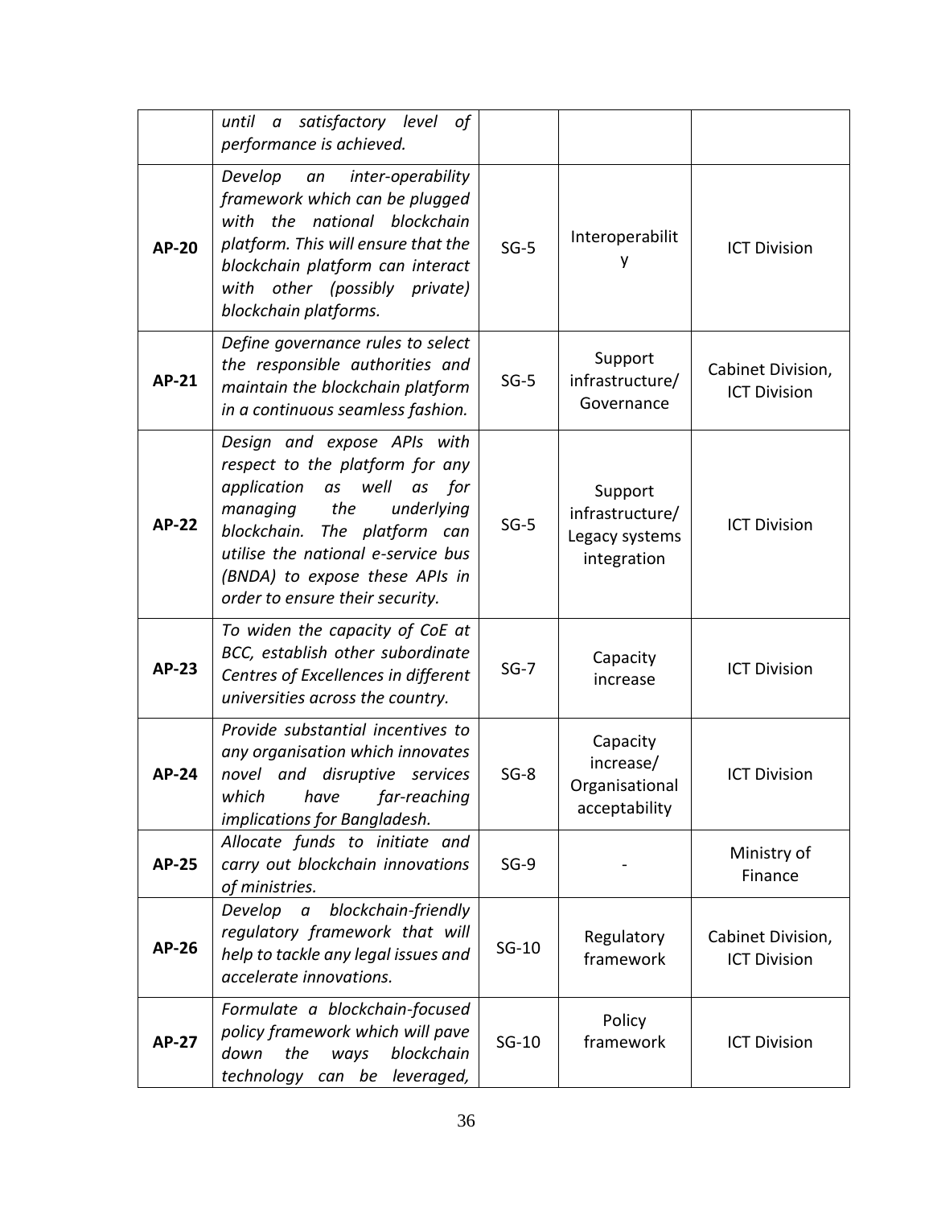| | | | | |
|---|---|---|---|---|
| | *until a satisfactory level of performance is achieved.* | | | |
| **AP-20** | *Develop an inter-operability framework which can be plugged with the national blockchain platform. This will ensure that the blockchain platform can interact with other (possibly private) blockchain platforms.* | SG-5 | Interoperability | ICT Division |
| **AP-21** | *Define governance rules to select the responsible authorities and maintain the blockchain platform in a continuous seamless fashion.* | SG-5 | Support infrastructure/ Governance | Cabinet Division, ICT Division |
| **AP-22** | *Design and expose APIs with respect to the platform for any application as well as for managing the underlying blockchain. The platform can utilise the national e-service bus (BNDA) to expose these APIs in order to ensure their security.* | SG-5 | Support infrastructure/ Legacy systems integration | ICT Division |
| **AP-23** | *To widen the capacity of CoE at BCC, establish other subordinate Centres of Excellences in different universities across the country.* | SG-7 | Capacity increase | ICT Division |
| **AP-24** | *Provide substantial incentives to any organisation which innovates novel and disruptive services which have far-reaching implications for Bangladesh.* | SG-8 | Capacity increase/ Organisational acceptability | ICT Division |
| **AP-25** | *Allocate funds to initiate and carry out blockchain innovations of ministries.* | SG-9 | - | Ministry of Finance |
| **AP-26** | *Develop a blockchain-friendly regulatory framework that will help to tackle any legal issues and accelerate innovations.* | SG-10 | Regulatory framework | Cabinet Division, ICT Division |
| **AP-27** | *Formulate a blockchain-focused policy framework which will pave down the ways blockchain technology can be leveraged,* | SG-10 | Policy framework | ICT Division |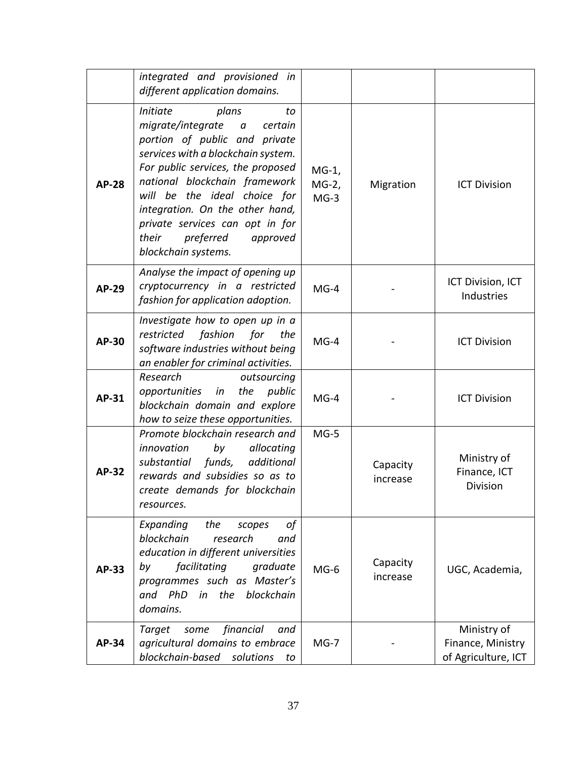| | | | | |
|---|---|---|---|---|
| | *integrated and provisioned in different application domains.* | | | |
| **AP-28** | *Initiate plans to migrate/integrate a certain portion of public and private services with a blockchain system. For public services, the proposed national blockchain framework will be the ideal choice for integration. On the other hand, private services can opt in for their preferred approved blockchain systems.* | MG-1, MG-2, MG-3 | Migration | ICT Division |
| **AP-29** | *Analyse the impact of opening up cryptocurrency in a restricted fashion for application adoption.* | MG-4 | - | ICT Division, ICT Industries |
| **AP-30** | *Investigate how to open up in a restricted fashion for the software industries without being an enabler for criminal activities.* | MG-4 | - | ICT Division |
| **AP-31** | *Research outsourcing opportunities in the public blockchain domain and explore how to seize these opportunities.* | MG-4 | - | ICT Division |
| **AP-32** | *Promote blockchain research and innovation by allocating substantial funds, additional rewards and subsidies so as to create demands for blockchain resources.* | MG-5 | Capacity increase | Ministry of Finance, ICT Division |
| **AP-33** | *Expanding the scopes of blockchain research and education in different universities by facilitating graduate programmes such as Master's and PhD in the blockchain domains.* | MG-6 | Capacity increase | UGC, Academia, |
| **AP-34** | *Target some financial and agricultural domains to embrace blockchain-based solutions to* | MG-7 | - | Ministry of Finance, Ministry of Agriculture, ICT |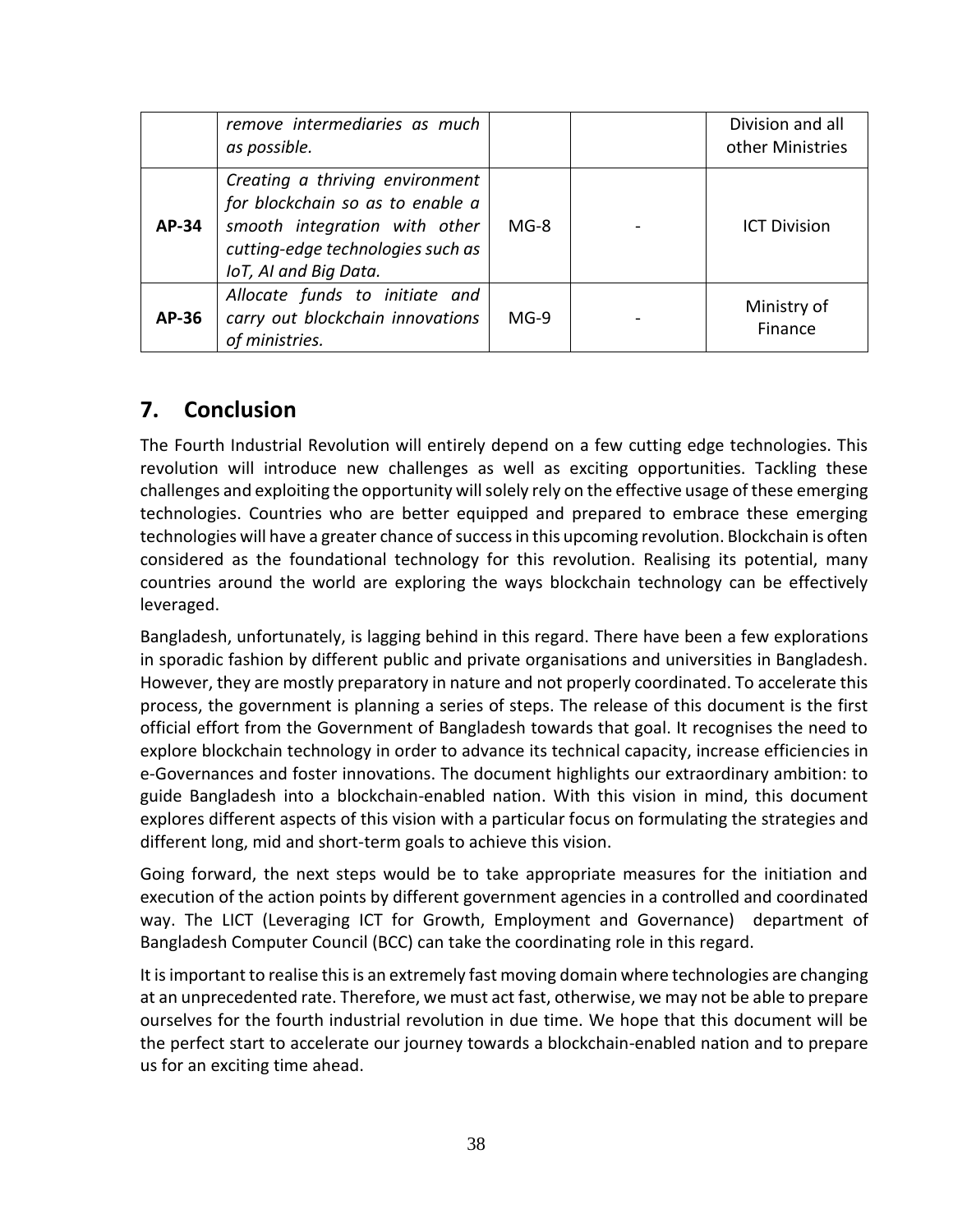|  | *remove intermediaries as much as possible.* |  |  | Division and all other Ministries |
| --- | --- | --- | --- | --- |
| **AP-34** | *Creating a thriving environment for blockchain so as to enable a smooth integration with other cutting-edge technologies such as IoT, AI and Big Data.* | MG-8 | - | ICT Division |
| **AP-36** | *Allocate funds to initiate and carry out blockchain innovations of ministries.* | MG-9 | - | Ministry of Finance |

## 7. Conclusion

The Fourth Industrial Revolution will entirely depend on a few cutting edge technologies. This revolution will introduce new challenges as well as exciting opportunities. Tackling these challenges and exploiting the opportunity will solely rely on the effective usage of these emerging technologies. Countries who are better equipped and prepared to embrace these emerging technologies will have a greater chance of success in this upcoming revolution. Blockchain is often considered as the foundational technology for this revolution. Realising its potential, many countries around the world are exploring the ways blockchain technology can be effectively leveraged.

Bangladesh, unfortunately, is lagging behind in this regard. There have been a few explorations in sporadic fashion by different public and private organisations and universities in Bangladesh. However, they are mostly preparatory in nature and not properly coordinated. To accelerate this process, the government is planning a series of steps. The release of this document is the first official effort from the Government of Bangladesh towards that goal. It recognises the need to explore blockchain technology in order to advance its technical capacity, increase efficiencies in e-Governances and foster innovations. The document highlights our extraordinary ambition: to guide Bangladesh into a blockchain-enabled nation. With this vision in mind, this document explores different aspects of this vision with a particular focus on formulating the strategies and different long, mid and short-term goals to achieve this vision.

Going forward, the next steps would be to take appropriate measures for the initiation and execution of the action points by different government agencies in a controlled and coordinated way. The LICT (Leveraging ICT for Growth, Employment and Governance) department of Bangladesh Computer Council (BCC) can take the coordinating role in this regard.

It is important to realise this is an extremely fast moving domain where technologies are changing at an unprecedented rate. Therefore, we must act fast, otherwise, we may not be able to prepare ourselves for the fourth industrial revolution in due time. We hope that this document will be the perfect start to accelerate our journey towards a blockchain-enabled nation and to prepare us for an exciting time ahead.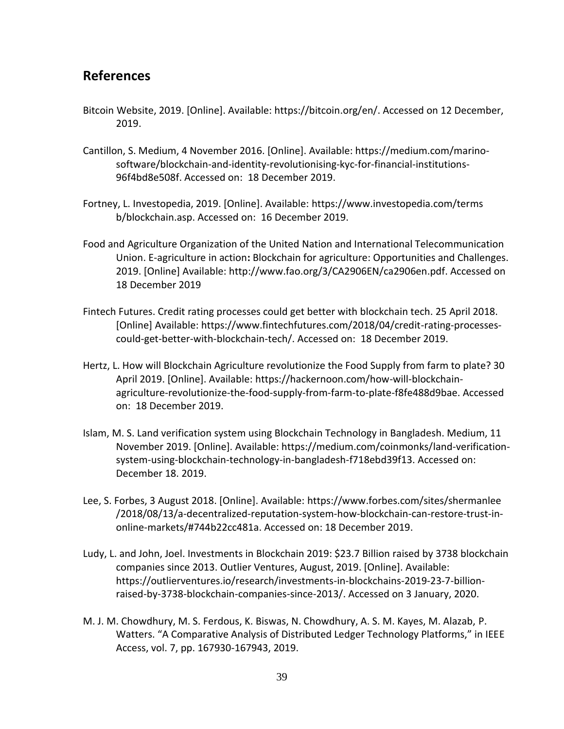## References

Bitcoin Website, 2019. [Online]. Available: https://bitcoin.org/en/. Accessed on 12 December, 2019.

Cantillon, S. Medium, 4 November 2016. [Online]. Available: https://medium.com/marino-software/blockchain-and-identity-revolutionising-kyc-for-financial-institutions-96f4bd8e508f. Accessed on: 18 December 2019.

Fortney, L. Investopedia, 2019. [Online]. Available: https://www.investopedia.com/terms b/blockchain.asp. Accessed on: 16 December 2019.

Food and Agriculture Organization of the United Nation and International Telecommunication Union. E-agriculture in action**:** Blockchain for agriculture: Opportunities and Challenges. 2019. [Online] Available: http://www.fao.org/3/CA2906EN/ca2906en.pdf. Accessed on 18 December 2019

Fintech Futures. Credit rating processes could get better with blockchain tech. 25 April 2018. [Online] Available: https://www.fintechfutures.com/2018/04/credit-rating-processes-could-get-better-with-blockchain-tech/. Accessed on: 18 December 2019.

Hertz, L. How will Blockchain Agriculture revolutionize the Food Supply from farm to plate? 30 April 2019. [Online]. Available: https://hackernoon.com/how-will-blockchain-agriculture-revolutionize-the-food-supply-from-farm-to-plate-f8fe488d9bae. Accessed on: 18 December 2019.

Islam, M. S. Land verification system using Blockchain Technology in Bangladesh. Medium, 11 November 2019. [Online]. Available: https://medium.com/coinmonks/land-verification-system-using-blockchain-technology-in-bangladesh-f718ebd39f13. Accessed on: December 18. 2019.

Lee, S. Forbes, 3 August 2018. [Online]. Available: https://www.forbes.com/sites/shermanlee /2018/08/13/a-decentralized-reputation-system-how-blockchain-can-restore-trust-in-online-markets/#744b22cc481a. Accessed on: 18 December 2019.

Ludy, L. and John, Joel. Investments in Blockchain 2019: $23.7 Billion raised by 3738 blockchain companies since 2013. Outlier Ventures, August, 2019. [Online]. Available: https://outlierventures.io/research/investments-in-blockchains-2019-23-7-billion-raised-by-3738-blockchain-companies-since-2013/. Accessed on 3 January, 2020.

M. J. M. Chowdhury, M. S. Ferdous, K. Biswas, N. Chowdhury, A. S. M. Kayes, M. Alazab, P. Watters. "A Comparative Analysis of Distributed Ledger Technology Platforms," in IEEE Access, vol. 7, pp. 167930-167943, 2019.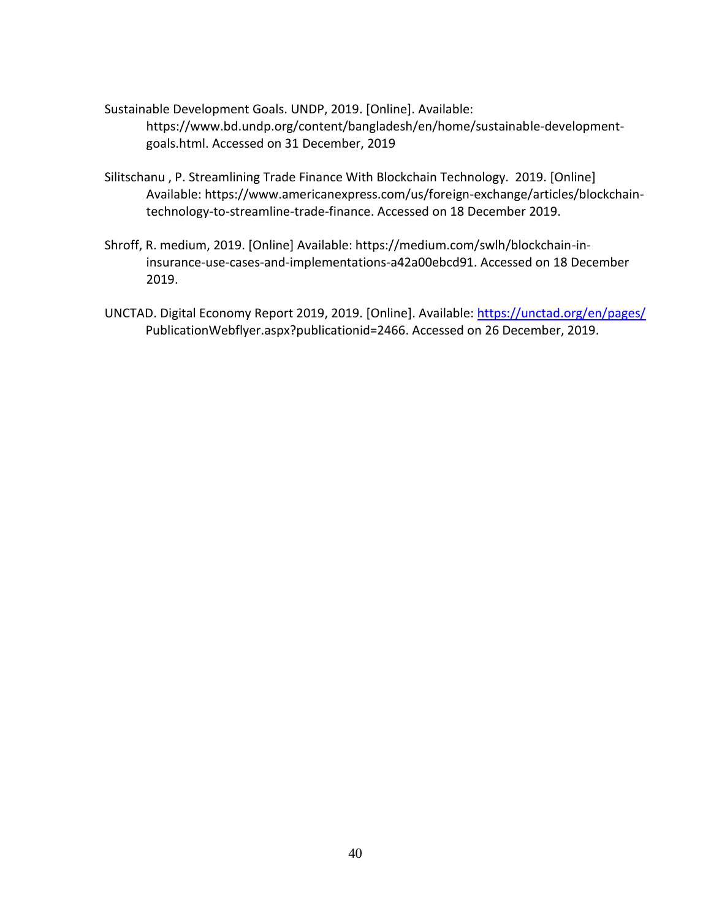Sustainable Development Goals. UNDP, 2019. [Online]. Available: https://www.bd.undp.org/content/bangladesh/en/home/sustainable-development-goals.html. Accessed on 31 December, 2019

Silitschanu , P. Streamlining Trade Finance With Blockchain Technology. 2019. [Online] Available: https://www.americanexpress.com/us/foreign-exchange/articles/blockchain-technology-to-streamline-trade-finance. Accessed on 18 December 2019.

Shroff, R. medium, 2019. [Online] Available: https://medium.com/swlh/blockchain-in-insurance-use-cases-and-implementations-a42a00ebcd91. Accessed on 18 December 2019.

UNCTAD. Digital Economy Report 2019, 2019. [Online]. Available: https://unctad.org/en/pages/PublicationWebflyer.aspx?publicationid=2466. Accessed on 26 December, 2019.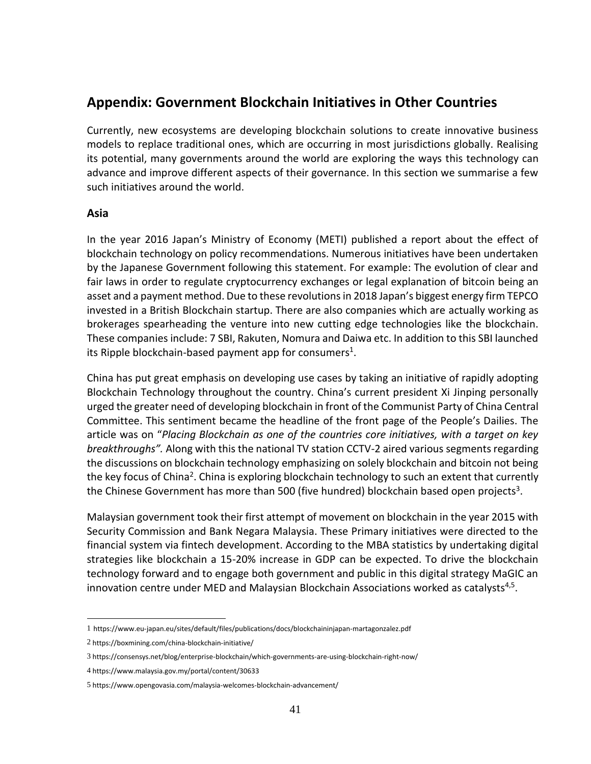## Appendix: Government Blockchain Initiatives in Other Countries

Currently, new ecosystems are developing blockchain solutions to create innovative business models to replace traditional ones, which are occurring in most jurisdictions globally. Realising its potential, many governments around the world are exploring the ways this technology can advance and improve different aspects of their governance. In this section we summarise a few such initiatives around the world.

### Asia

In the year 2016 Japan's Ministry of Economy (METI) published a report about the effect of blockchain technology on policy recommendations. Numerous initiatives have been undertaken by the Japanese Government following this statement. For example: The evolution of clear and fair laws in order to regulate cryptocurrency exchanges or legal explanation of bitcoin being an asset and a payment method. Due to these revolutions in 2018 Japan's biggest energy firm TEPCO invested in a British Blockchain startup. There are also companies which are actually working as brokerages spearheading the venture into new cutting edge technologies like the blockchain. These companies include: 7 SBI, Rakuten, Nomura and Daiwa etc. In addition to this SBI launched its Ripple blockchain-based payment app for consumers[1].

China has put great emphasis on developing use cases by taking an initiative of rapidly adopting Blockchain Technology throughout the country. China's current president Xi Jinping personally urged the greater need of developing blockchain in front of the Communist Party of China Central Committee. This sentiment became the headline of the front page of the People's Dailies. The article was on "*Placing Blockchain as one of the countries core initiatives, with a target on key breakthroughs".* Along with this the national TV station CCTV-2 aired various segments regarding the discussions on blockchain technology emphasizing on solely blockchain and bitcoin not being the key focus of China[2]. China is exploring blockchain technology to such an extent that currently the Chinese Government has more than 500 (five hundred) blockchain based open projects[3].

Malaysian government took their first attempt of movement on blockchain in the year 2015 with Security Commission and Bank Negara Malaysia. These Primary initiatives were directed to the financial system via fintech development. According to the MBA statistics by undertaking digital strategies like blockchain a 15-20% increase in GDP can be expected. To drive the blockchain technology forward and to engage both government and public in this digital strategy MaGIC an innovation centre under MED and Malaysian Blockchain Associations worked as catalysts[4,5].

---

1 https://www.eu-japan.eu/sites/default/files/publications/docs/blockchaininjapan-martagonzalez.pdf

2 https://boxmining.com/china-blockchain-initiative/

3 https://consensys.net/blog/enterprise-blockchain/which-governments-are-using-blockchain-right-now/

4 https://www.malaysia.gov.my/portal/content/30633

5 https://www.opengovasia.com/malaysia-welcomes-blockchain-advancement/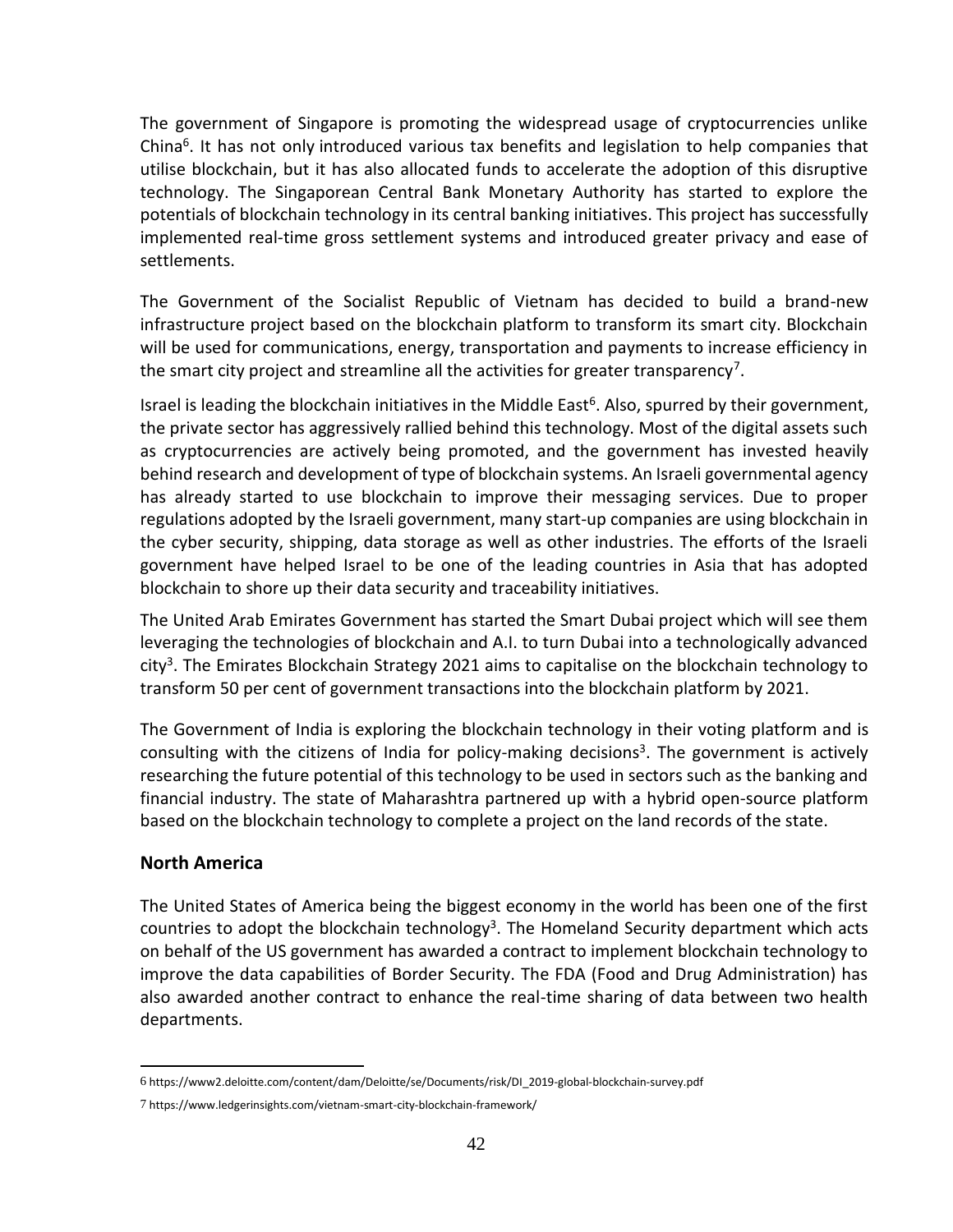The government of Singapore is promoting the widespread usage of cryptocurrencies unlike China[6]. It has not only introduced various tax benefits and legislation to help companies that utilise blockchain, but it has also allocated funds to accelerate the adoption of this disruptive technology. The Singaporean Central Bank Monetary Authority has started to explore the potentials of blockchain technology in its central banking initiatives. This project has successfully implemented real-time gross settlement systems and introduced greater privacy and ease of settlements.

The Government of the Socialist Republic of Vietnam has decided to build a brand-new infrastructure project based on the blockchain platform to transform its smart city. Blockchain will be used for communications, energy, transportation and payments to increase efficiency in the smart city project and streamline all the activities for greater transparency[7].

Israel is leading the blockchain initiatives in the Middle East[6]. Also, spurred by their government, the private sector has aggressively rallied behind this technology. Most of the digital assets such as cryptocurrencies are actively being promoted, and the government has invested heavily behind research and development of type of blockchain systems. An Israeli governmental agency has already started to use blockchain to improve their messaging services. Due to proper regulations adopted by the Israeli government, many start-up companies are using blockchain in the cyber security, shipping, data storage as well as other industries. The efforts of the Israeli government have helped Israel to be one of the leading countries in Asia that has adopted blockchain to shore up their data security and traceability initiatives.

The United Arab Emirates Government has started the Smart Dubai project which will see them leveraging the technologies of blockchain and A.I. to turn Dubai into a technologically advanced city[3]. The Emirates Blockchain Strategy 2021 aims to capitalise on the blockchain technology to transform 50 per cent of government transactions into the blockchain platform by 2021.

The Government of India is exploring the blockchain technology in their voting platform and is consulting with the citizens of India for policy-making decisions[3]. The government is actively researching the future potential of this technology to be used in sectors such as the banking and financial industry. The state of Maharashtra partnered up with a hybrid open-source platform based on the blockchain technology to complete a project on the land records of the state.

## North America

The United States of America being the biggest economy in the world has been one of the first countries to adopt the blockchain technology[3]. The Homeland Security department which acts on behalf of the US government has awarded a contract to implement blockchain technology to improve the data capabilities of Border Security. The FDA (Food and Drug Administration) has also awarded another contract to enhance the real-time sharing of data between two health departments.

---

6 https://www2.deloitte.com/content/dam/Deloitte/se/Documents/risk/DI_2019-global-blockchain-survey.pdf

7 https://www.ledgerinsights.com/vietnam-smart-city-blockchain-framework/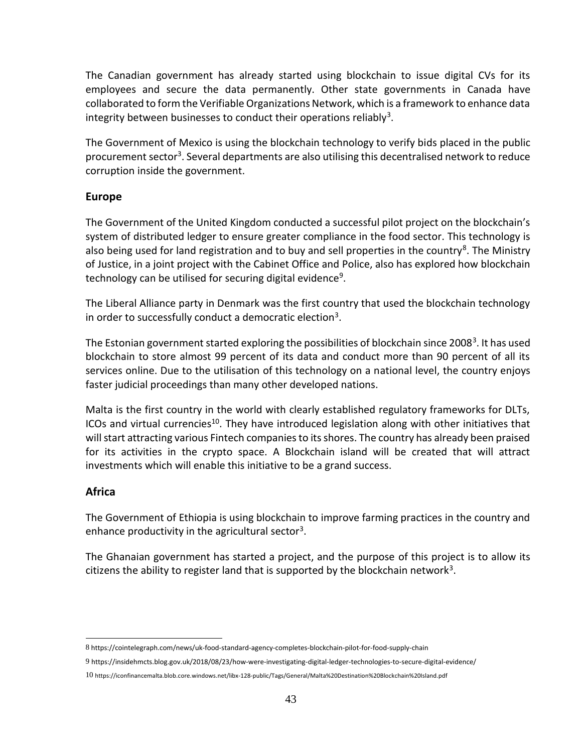The Canadian government has already started using blockchain to issue digital CVs for its employees and secure the data permanently. Other state governments in Canada have collaborated to form the Verifiable Organizations Network, which is a framework to enhance data integrity between businesses to conduct their operations reliably[3].

The Government of Mexico is using the blockchain technology to verify bids placed in the public procurement sector[3]. Several departments are also utilising this decentralised network to reduce corruption inside the government.

## Europe

The Government of the United Kingdom conducted a successful pilot project on the blockchain's system of distributed ledger to ensure greater compliance in the food sector. This technology is also being used for land registration and to buy and sell properties in the country[8]. The Ministry of Justice, in a joint project with the Cabinet Office and Police, also has explored how blockchain technology can be utilised for securing digital evidence[9].

The Liberal Alliance party in Denmark was the first country that used the blockchain technology in order to successfully conduct a democratic election[3].

The Estonian government started exploring the possibilities of blockchain since 2008[3]. It has used blockchain to store almost 99 percent of its data and conduct more than 90 percent of all its services online. Due to the utilisation of this technology on a national level, the country enjoys faster judicial proceedings than many other developed nations.

Malta is the first country in the world with clearly established regulatory frameworks for DLTs, ICOs and virtual currencies[10]. They have introduced legislation along with other initiatives that will start attracting various Fintech companies to its shores. The country has already been praised for its activities in the crypto space. A Blockchain island will be created that will attract investments which will enable this initiative to be a grand success.

## Africa

The Government of Ethiopia is using blockchain to improve farming practices in the country and enhance productivity in the agricultural sector[3].

The Ghanaian government has started a project, and the purpose of this project is to allow its citizens the ability to register land that is supported by the blockchain network[3].

---

8 https://cointelegraph.com/news/uk-food-standard-agency-completes-blockchain-pilot-for-food-supply-chain

9 https://insidehmcts.blog.gov.uk/2018/08/23/how-were-investigating-digital-ledger-technologies-to-secure-digital-evidence/

10 https://iconfinancemalta.blob.core.windows.net/libx-128-public/Tags/General/Malta%20Destination%20Blockchain%20Island.pdf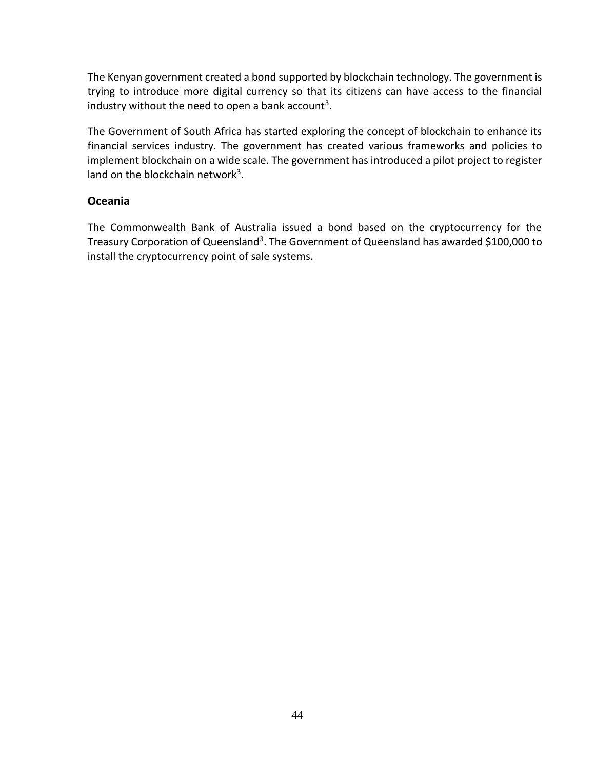The Kenyan government created a bond supported by blockchain technology. The government is trying to introduce more digital currency so that its citizens can have access to the financial industry without the need to open a bank account[3].

The Government of South Africa has started exploring the concept of blockchain to enhance its financial services industry. The government has created various frameworks and policies to implement blockchain on a wide scale. The government has introduced a pilot project to register land on the blockchain network[3].

## Oceania

The Commonwealth Bank of Australia issued a bond based on the cryptocurrency for the Treasury Corporation of Queensland[3]. The Government of Queensland has awarded $100,000 to install the cryptocurrency point of sale systems.